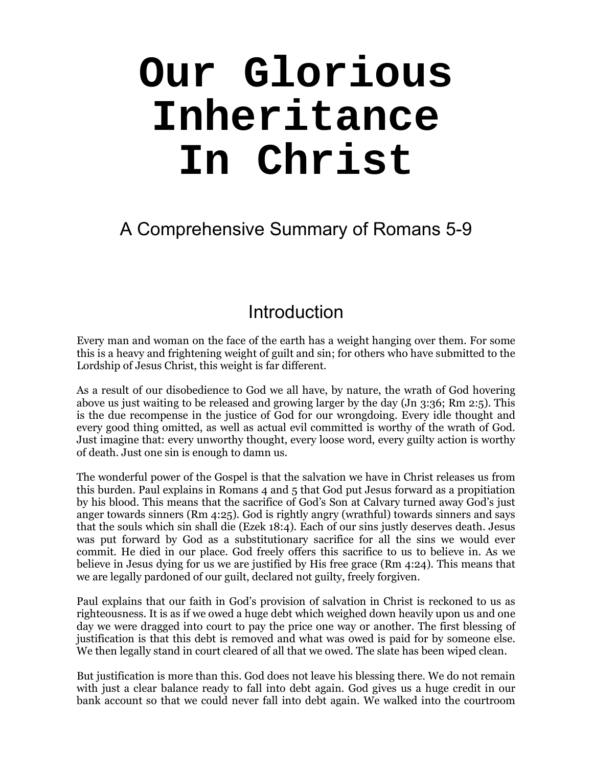# Our Glorious Inheritance In Christ

A Comprehensive Summary of Romans 5-9

## Introduction

Every man and woman on the face of the earth has a weight hanging over them. For some this is a heavy and frightening weight of guilt and sin; for others who have submitted to the Lordship of Jesus Christ, this weight is far different.

As a result of our disobedience to God we all have, by nature, the wrath of God hovering above us just waiting to be released and growing larger by the day (Jn 3:36; Rm 2:5). This is the due recompense in the justice of God for our wrongdoing. Every idle thought and every good thing omitted, as well as actual evil committed is worthy of the wrath of God. Just imagine that: every unworthy thought, every loose word, every guilty action is worthy of death. Just one sin is enough to damn us.

The wonderful power of the Gospel is that the salvation we have in Christ releases us from this burden. Paul explains in Romans 4 and 5 that God put Jesus forward as a propitiation by his blood. This means that the sacrifice of God's Son at Calvary turned away God's just anger towards sinners (Rm 4:25). God is rightly angry (wrathful) towards sinners and says that the souls which sin shall die (Ezek 18:4). Each of our sins justly deserves death. Jesus was put forward by God as a substitutionary sacrifice for all the sins we would ever commit. He died in our place. God freely offers this sacrifice to us to believe in. As we believe in Jesus dying for us we are justified by His free grace (Rm 4:24). This means that we are legally pardoned of our guilt, declared not guilty, freely forgiven.

Paul explains that our faith in God's provision of salvation in Christ is reckoned to us as righteousness. It is as if we owed a huge debt which weighed down heavily upon us and one day we were dragged into court to pay the price one way or another. The first blessing of justification is that this debt is removed and what was owed is paid for by someone else. We then legally stand in court cleared of all that we owed. The slate has been wiped clean.

But justification is more than this. God does not leave his blessing there. We do not remain with just a clear balance ready to fall into debt again. God gives us a huge credit in our bank account so that we could never fall into debt again. We walked into the courtroom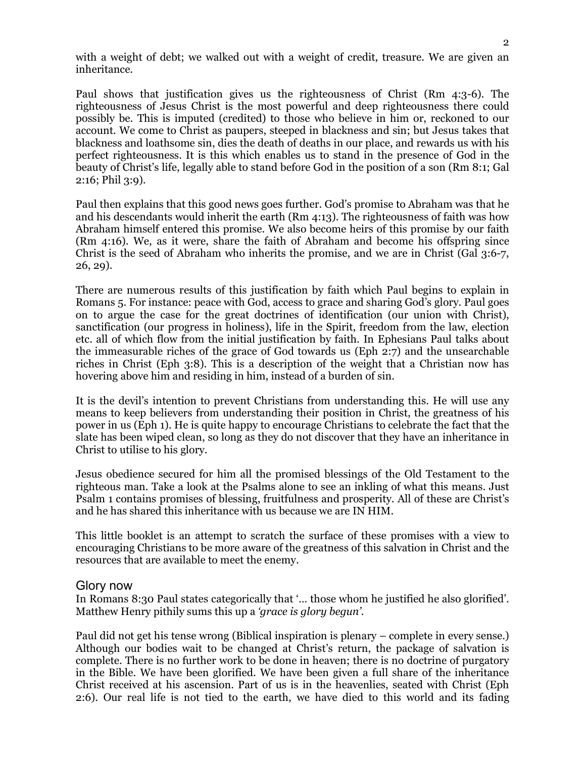with a weight of debt; we walked out with a weight of credit, treasure. We are given an inheritance.

Paul shows that justification gives us the righteousness of Christ (Rm 4:3-6). The righteousness of Jesus Christ is the most powerful and deep righteousness there could possibly be. This is imputed (credited) to those who believe in him or, reckoned to our account. We come to Christ as paupers, steeped in blackness and sin; but Jesus takes that blackness and loathsome sin, dies the death of deaths in our place, and rewards us with his perfect righteousness. It is this which enables us to stand in the presence of God in the beauty of Christ's life, legally able to stand before God in the position of a son (Rm 8:1; Gal 2:16; Phil 3:9).

Paul then explains that this good news goes further. God's promise to Abraham was that he and his descendants would inherit the earth (Rm 4:13). The righteousness of faith was how Abraham himself entered this promise. We also become heirs of this promise by our faith (Rm 4:16). We, as it were, share the faith of Abraham and become his offspring since Christ is the seed of Abraham who inherits the promise, and we are in Christ (Gal 3:6-7, 26, 29).

There are numerous results of this justification by faith which Paul begins to explain in Romans 5. For instance: peace with God, access to grace and sharing God's glory. Paul goes on to argue the case for the great doctrines of identification (our union with Christ), sanctification (our progress in holiness), life in the Spirit, freedom from the law, election etc. all of which flow from the initial justification by faith. In Ephesians Paul talks about the immeasurable riches of the grace of God towards us (Eph 2:7) and the unsearchable riches in Christ (Eph 3:8). This is a description of the weight that a Christian now has hovering above him and residing in him, instead of a burden of sin.

It is the devil's intention to prevent Christians from understanding this. He will use any means to keep believers from understanding their position in Christ, the greatness of his power in us (Eph 1). He is quite happy to encourage Christians to celebrate the fact that the slate has been wiped clean, so long as they do not discover that they have an inheritance in Christ to utilise to his glory.

Jesus obedience secured for him all the promised blessings of the Old Testament to the righteous man. Take a look at the Psalms alone to see an inkling of what this means. Just Psalm 1 contains promises of blessing, fruitfulness and prosperity. All of these are Christ's and he has shared this inheritance with us because we are IN HIM.

This little booklet is an attempt to scratch the surface of these promises with a view to encouraging Christians to be more aware of the greatness of this salvation in Christ and the resources that are available to meet the enemy.

## Glory now

In Romans 8:30 Paul states categorically that '… those whom he justified he also glorified'. Matthew Henry pithily sums this up a *'grace is glory begun'*.

Paul did not get his tense wrong (Biblical inspiration is plenary – complete in every sense.) Although our bodies wait to be changed at Christ's return, the package of salvation is complete. There is no further work to be done in heaven; there is no doctrine of purgatory in the Bible. We have been glorified. We have been given a full share of the inheritance Christ received at his ascension. Part of us is in the heavenlies, seated with Christ (Eph 2:6). Our real life is not tied to the earth, we have died to this world and its fading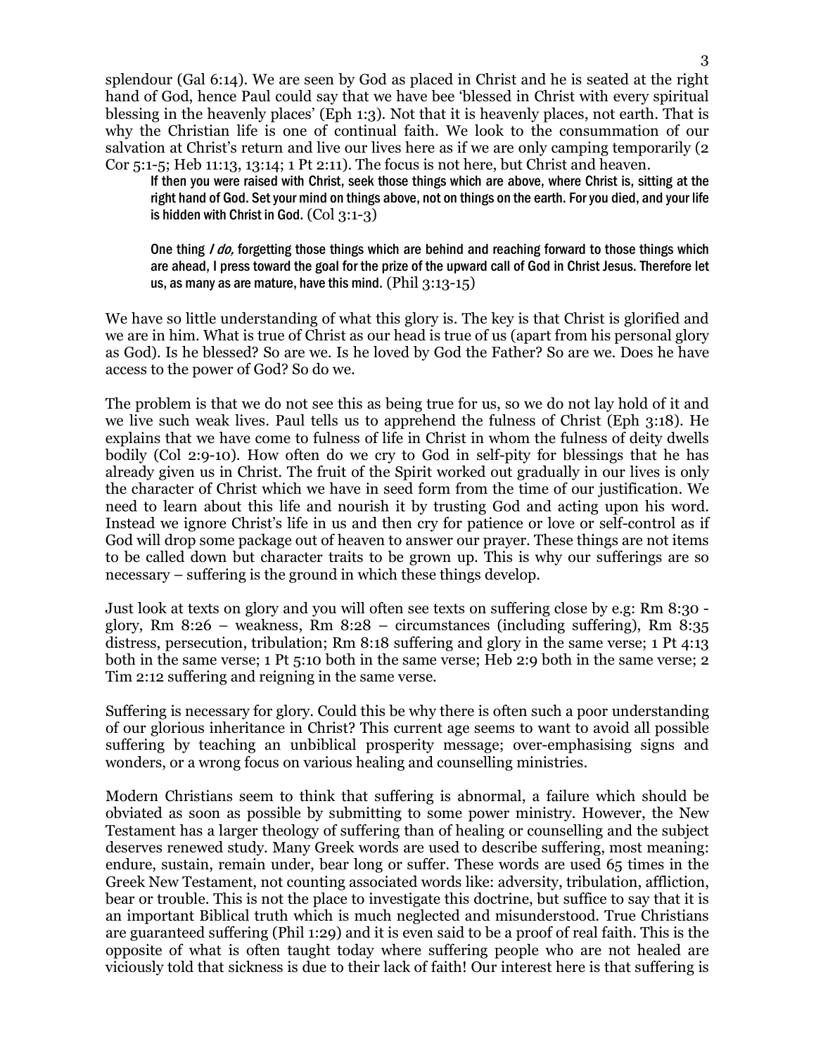splendour (Gal 6:14). We are seen by God as placed in Christ and he is seated at the right hand of God, hence Paul could say that we have bee 'blessed in Christ with every spiritual blessing in the heavenly places' (Eph 1:3). Not that it is heavenly places, not earth. That is why the Christian life is one of continual faith. We look to the consummation of our salvation at Christ's return and live our lives here as if we are only camping temporarily (2 Cor 5:1-5; Heb 11:13, 13:14; 1 Pt 2:11). The focus is not here, but Christ and heaven.

> If then you were raised with Christ, seek those things which are above, where Christ is, sitting at the right hand of God. Set your mind on things above, not on things on the earth. For you died, and your life is hidden with Christ in God. (Col 3:1-3)

> One thing *I do,* forgetting those things which are behind and reaching forward to those things which are ahead, I press toward the goal for the prize of the upward call of God in Christ Jesus. Therefore let us, as many as are mature, have this mind. (Phil 3:13-15)

We have so little understanding of what this glory is. The key is that Christ is glorified and we are in him. What is true of Christ as our head is true of us (apart from his personal glory as God). Is he blessed? So are we. Is he loved by God the Father? So are we. Does he have access to the power of God? So do we.

The problem is that we do not see this as being true for us, so we do not lay hold of it and we live such weak lives. Paul tells us to apprehend the fulness of Christ (Eph 3:18). He explains that we have come to fulness of life in Christ in whom the fulness of deity dwells bodily (Col 2:9-10). How often do we cry to God in self-pity for blessings that he has already given us in Christ. The fruit of the Spirit worked out gradually in our lives is only the character of Christ which we have in seed form from the time of our justification. We need to learn about this life and nourish it by trusting God and acting upon his word. Instead we ignore Christ's life in us and then cry for patience or love or self-control as if God will drop some package out of heaven to answer our prayer. These things are not items to be called down but character traits to be grown up. This is why our sufferings are so necessary – suffering is the ground in which these things develop.

Just look at texts on glory and you will often see texts on suffering close by e.g: Rm 8:30 - glory, Rm 8:26 – weakness, Rm 8:28 – circumstances (including suffering), Rm 8:35 distress, persecution, tribulation; Rm 8:18 suffering and glory in the same verse; 1 Pt 4:13 both in the same verse; 1 Pt 5:10 both in the same verse; Heb 2:9 both in the same verse; 2 Tim 2:12 suffering and reigning in the same verse.

Suffering is necessary for glory. Could this be why there is often such a poor understanding of our glorious inheritance in Christ? This current age seems to want to avoid all possible suffering by teaching an unbiblical prosperity message; over-emphasising signs and wonders, or a wrong focus on various healing and counselling ministries.

Modern Christians seem to think that suffering is abnormal, a failure which should be obviated as soon as possible by submitting to some power ministry. However, the New Testament has a larger theology of suffering than of healing or counselling and the subject deserves renewed study. Many Greek words are used to describe suffering, most meaning: endure, sustain, remain under, bear long or suffer. These words are used 65 times in the Greek New Testament, not counting associated words like: adversity, tribulation, affliction, bear or trouble. This is not the place to investigate this doctrine, but suffice to say that it is an important Biblical truth which is much neglected and misunderstood. True Christians are guaranteed suffering (Phil 1:29) and it is even said to be a proof of real faith. This is the opposite of what is often taught today where suffering people who are not healed are viciously told that sickness is due to their lack of faith! Our interest here is that suffering is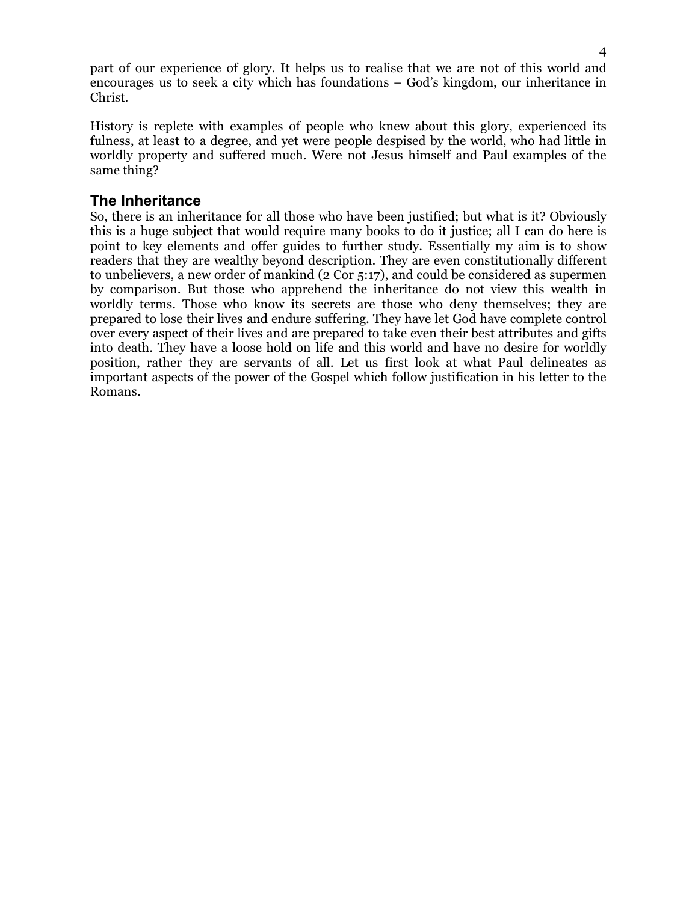part of our experience of glory. It helps us to realise that we are not of this world and encourages us to seek a city which has foundations – God's kingdom, our inheritance in Christ.

History is replete with examples of people who knew about this glory, experienced its fulness, at least to a degree, and yet were people despised by the world, who had little in worldly property and suffered much. Were not Jesus himself and Paul examples of the same thing?

## The Inheritance

So, there is an inheritance for all those who have been justified; but what is it? Obviously this is a huge subject that would require many books to do it justice; all I can do here is point to key elements and offer guides to further study. Essentially my aim is to show readers that they are wealthy beyond description. They are even constitutionally different to unbelievers, a new order of mankind (2 Cor 5:17), and could be considered as supermen by comparison. But those who apprehend the inheritance do not view this wealth in worldly terms. Those who know its secrets are those who deny themselves; they are prepared to lose their lives and endure suffering. They have let God have complete control over every aspect of their lives and are prepared to take even their best attributes and gifts into death. They have a loose hold on life and this world and have no desire for worldly position, rather they are servants of all. Let us first look at what Paul delineates as important aspects of the power of the Gospel which follow justification in his letter to the Romans.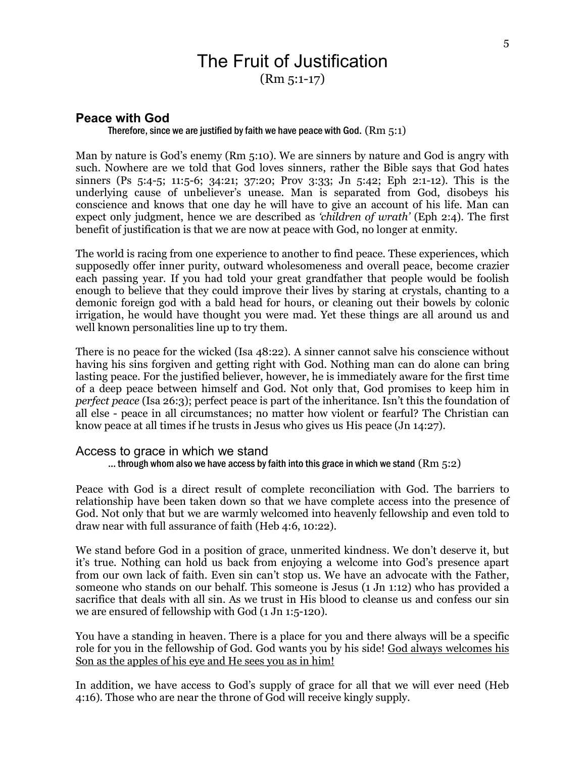# The Fruit of Justification

(Rm 5:1-17)

## Peace with God

Therefore, since we are justified by faith we have peace with God. (Rm 5:1)

Man by nature is God's enemy (Rm 5:10). We are sinners by nature and God is angry with such. Nowhere are we told that God loves sinners, rather the Bible says that God hates sinners (Ps 5:4-5; 11:5-6; 34:21; 37:20; Prov 3:33; Jn 5:42; Eph 2:1-12). This is the underlying cause of unbeliever's unease. Man is separated from God, disobeys his conscience and knows that one day he will have to give an account of his life. Man can expect only judgment, hence we are described as *'children of wrath'* (Eph 2:4). The first benefit of justification is that we are now at peace with God, no longer at enmity.

The world is racing from one experience to another to find peace. These experiences, which supposedly offer inner purity, outward wholesomeness and overall peace, become crazier each passing year. If you had told your great grandfather that people would be foolish enough to believe that they could improve their lives by staring at crystals, chanting to a demonic foreign god with a bald head for hours, or cleaning out their bowels by colonic irrigation, he would have thought you were mad. Yet these things are all around us and well known personalities line up to try them.

There is no peace for the wicked (Isa 48:22). A sinner cannot salve his conscience without having his sins forgiven and getting right with God. Nothing man can do alone can bring lasting peace. For the justified believer, however, he is immediately aware for the first time of a deep peace between himself and God. Not only that, God promises to keep him in *perfect peace* (Isa 26:3); perfect peace is part of the inheritance. Isn't this the foundation of all else - peace in all circumstances; no matter how violent or fearful? The Christian can know peace at all times if he trusts in Jesus who gives us His peace (Jn 14:27).

## Access to grace in which we stand

... through whom also we have access by faith into this grace in which we stand (Rm 5:2)

Peace with God is a direct result of complete reconciliation with God. The barriers to relationship have been taken down so that we have complete access into the presence of God. Not only that but we are warmly welcomed into heavenly fellowship and even told to draw near with full assurance of faith (Heb 4:6, 10:22).

We stand before God in a position of grace, unmerited kindness. We don't deserve it, but it's true. Nothing can hold us back from enjoying a welcome into God's presence apart from our own lack of faith. Even sin can't stop us. We have an advocate with the Father, someone who stands on our behalf. This someone is Jesus (1 Jn 1:12) who has provided a sacrifice that deals with all sin. As we trust in His blood to cleanse us and confess our sin we are ensured of fellowship with God (1 Jn 1:5-120).

You have a standing in heaven. There is a place for you and there always will be a specific role for you in the fellowship of God. God wants you by his side! <u>God always welcomes his Son as the apples of his eye and He sees you as in him!</u>

In addition, we have access to God's supply of grace for all that we will ever need (Heb 4:16). Those who are near the throne of God will receive kingly supply.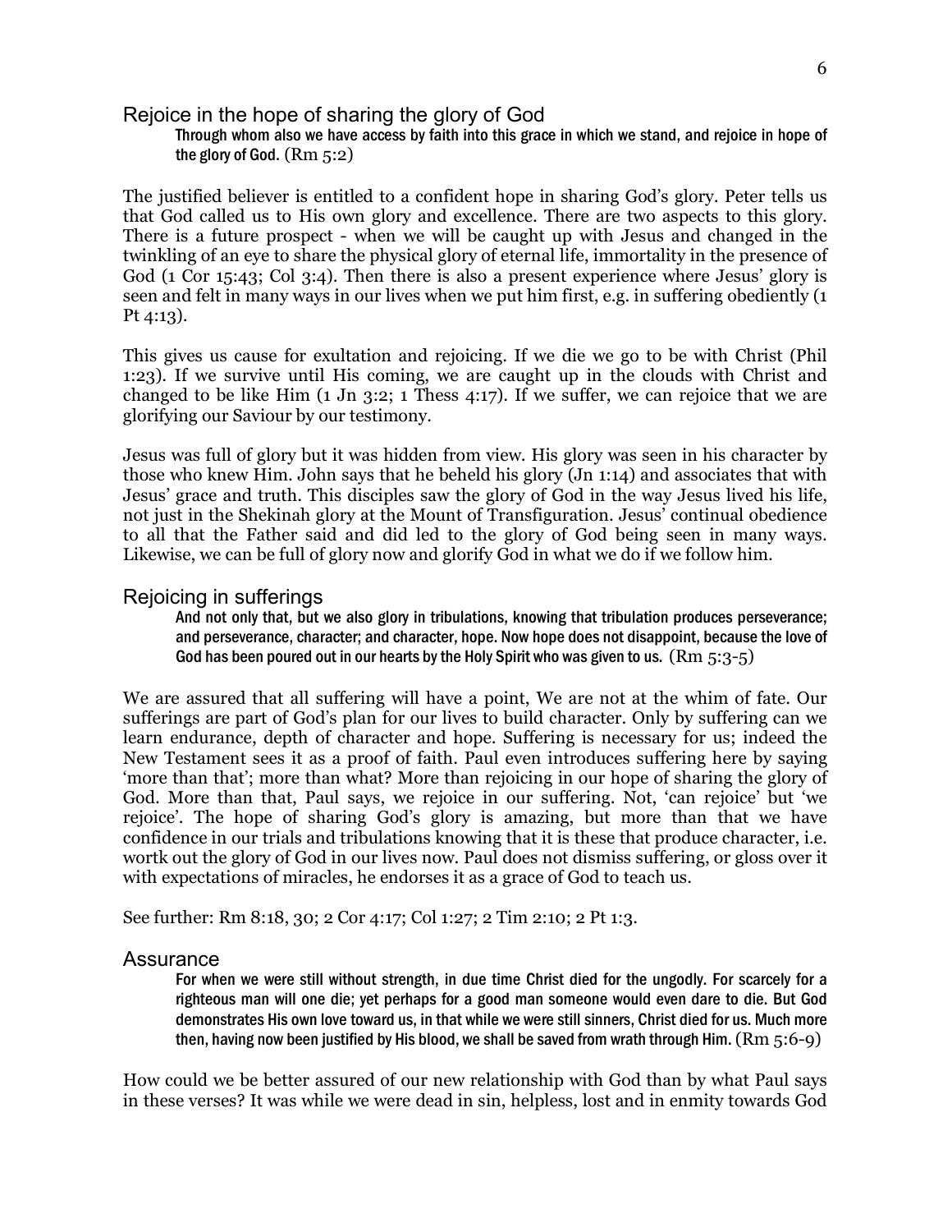## Rejoice in the hope of sharing the glory of God

> **Through whom also we have access by faith into this grace in which we stand, and rejoice in hope of the glory of God.** (Rm 5:2)

The justified believer is entitled to a confident hope in sharing God's glory. Peter tells us that God called us to His own glory and excellence. There are two aspects to this glory. There is a future prospect - when we will be caught up with Jesus and changed in the twinkling of an eye to share the physical glory of eternal life, immortality in the presence of God (1 Cor 15:43; Col 3:4). Then there is also a present experience where Jesus' glory is seen and felt in many ways in our lives when we put him first, e.g. in suffering obediently (1 Pt 4:13).

This gives us cause for exultation and rejoicing. If we die we go to be with Christ (Phil 1:23). If we survive until His coming, we are caught up in the clouds with Christ and changed to be like Him (1 Jn 3:2; 1 Thess 4:17). If we suffer, we can rejoice that we are glorifying our Saviour by our testimony.

Jesus was full of glory but it was hidden from view. His glory was seen in his character by those who knew Him. John says that he beheld his glory (Jn 1:14) and associates that with Jesus' grace and truth. This disciples saw the glory of God in the way Jesus lived his life, not just in the Shekinah glory at the Mount of Transfiguration. Jesus' continual obedience to all that the Father said and did led to the glory of God being seen in many ways. Likewise, we can be full of glory now and glorify God in what we do if we follow him.

## Rejoicing in sufferings

> **And not only that, but we also glory in tribulations, knowing that tribulation produces perseverance; and perseverance, character; and character, hope. Now hope does not disappoint, because the love of God has been poured out in our hearts by the Holy Spirit who was given to us.** (Rm 5:3-5)

We are assured that all suffering will have a point, We are not at the whim of fate. Our sufferings are part of God's plan for our lives to build character. Only by suffering can we learn endurance, depth of character and hope. Suffering is necessary for us; indeed the New Testament sees it as a proof of faith. Paul even introduces suffering here by saying 'more than that'; more than what? More than rejoicing in our hope of sharing the glory of God. More than that, Paul says, we rejoice in our suffering. Not, 'can rejoice' but 'we rejoice'. The hope of sharing God's glory is amazing, but more than that we have confidence in our trials and tribulations knowing that it is these that produce character, i.e. wortk out the glory of God in our lives now. Paul does not dismiss suffering, or gloss over it with expectations of miracles, he endorses it as a grace of God to teach us.

See further: Rm 8:18, 30; 2 Cor 4:17; Col 1:27; 2 Tim 2:10; 2 Pt 1:3.

## Assurance

> **For when we were still without strength, in due time Christ died for the ungodly. For scarcely for a righteous man will one die; yet perhaps for a good man someone would even dare to die. But God demonstrates His own love toward us, in that while we were still sinners, Christ died for us. Much more then, having now been justified by His blood, we shall be saved from wrath through Him.** (Rm 5:6-9)

How could we be better assured of our new relationship with God than by what Paul says in these verses? It was while we were dead in sin, helpless, lost and in enmity towards God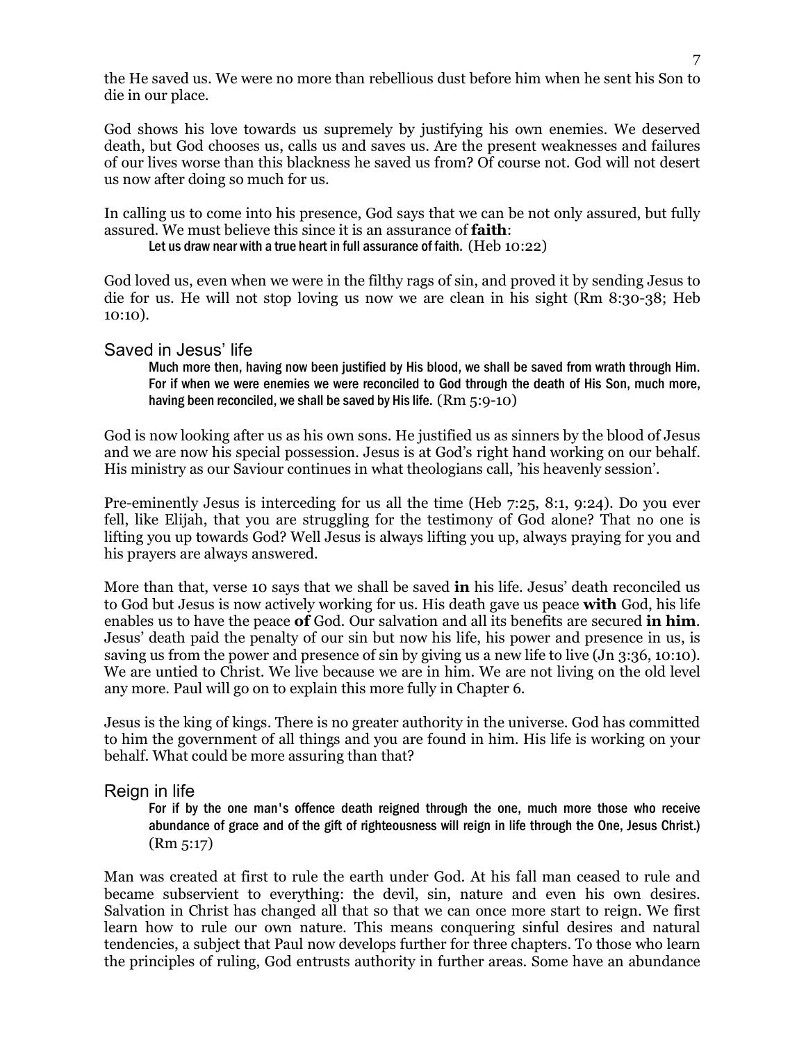the He saved us. We were no more than rebellious dust before him when he sent his Son to die in our place.

God shows his love towards us supremely by justifying his own enemies. We deserved death, but God chooses us, calls us and saves us. Are the present weaknesses and failures of our lives worse than this blackness he saved us from? Of course not. God will not desert us now after doing so much for us.

In calling us to come into his presence, God says that we can be not only assured, but fully assured. We must believe this since it is an assurance of **faith**:

> Let us draw near with a true heart in full assurance of faith. (Heb 10:22)

God loved us, even when we were in the filthy rags of sin, and proved it by sending Jesus to die for us. He will not stop loving us now we are clean in his sight (Rm 8:30-38; Heb 10:10).

## Saved in Jesus' life

> Much more then, having now been justified by His blood, we shall be saved from wrath through Him. For if when we were enemies we were reconciled to God through the death of His Son, much more, having been reconciled, we shall be saved by His life. (Rm 5:9-10)

God is now looking after us as his own sons. He justified us as sinners by the blood of Jesus and we are now his special possession. Jesus is at God's right hand working on our behalf. His ministry as our Saviour continues in what theologians call, 'his heavenly session'.

Pre-eminently Jesus is interceding for us all the time (Heb 7:25, 8:1, 9:24). Do you ever fell, like Elijah, that you are struggling for the testimony of God alone? That no one is lifting you up towards God? Well Jesus is always lifting you up, always praying for you and his prayers are always answered.

More than that, verse 10 says that we shall be saved **in** his life. Jesus' death reconciled us to God but Jesus is now actively working for us. His death gave us peace **with** God, his life enables us to have the peace **of** God. Our salvation and all its benefits are secured **in him**. Jesus' death paid the penalty of our sin but now his life, his power and presence in us, is saving us from the power and presence of sin by giving us a new life to live (Jn 3:36, 10:10). We are untied to Christ. We live because we are in him. We are not living on the old level any more. Paul will go on to explain this more fully in Chapter 6.

Jesus is the king of kings. There is no greater authority in the universe. God has committed to him the government of all things and you are found in him. His life is working on your behalf. What could be more assuring than that?

## Reign in life

> For if by the one man's offence death reigned through the one, much more those who receive abundance of grace and of the gift of righteousness will reign in life through the One, Jesus Christ.) (Rm 5:17)

Man was created at first to rule the earth under God. At his fall man ceased to rule and became subservient to everything: the devil, sin, nature and even his own desires. Salvation in Christ has changed all that so that we can once more start to reign. We first learn how to rule our own nature. This means conquering sinful desires and natural tendencies, a subject that Paul now develops further for three chapters. To those who learn the principles of ruling, God entrusts authority in further areas. Some have an abundance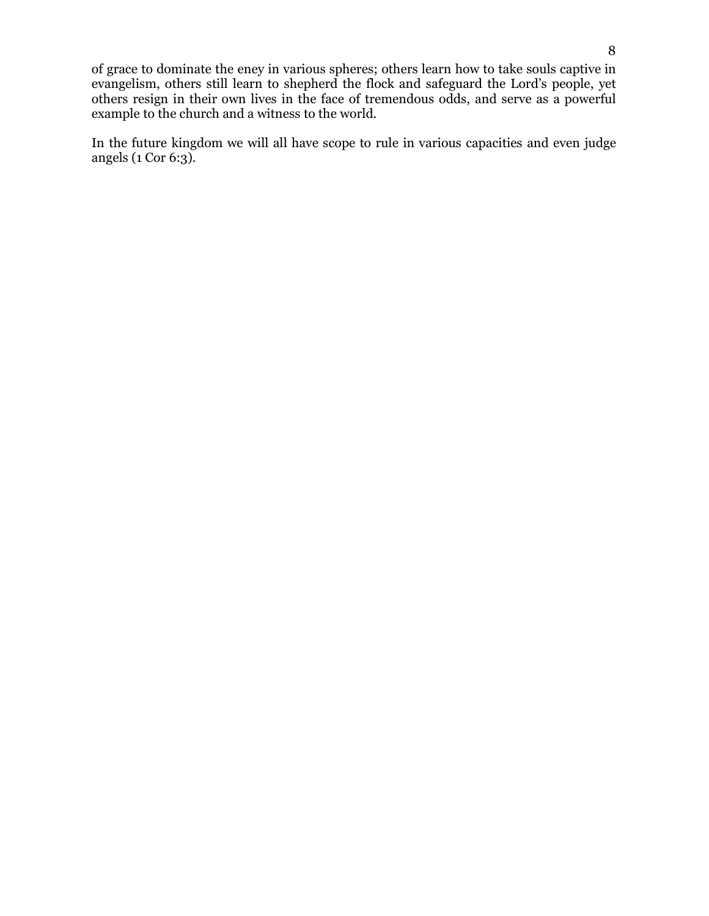of grace to dominate the eney in various spheres; others learn how to take souls captive in evangelism, others still learn to shepherd the flock and safeguard the Lord's people, yet others resign in their own lives in the face of tremendous odds, and serve as a powerful example to the church and a witness to the world.

In the future kingdom we will all have scope to rule in various capacities and even judge angels (1 Cor 6:3).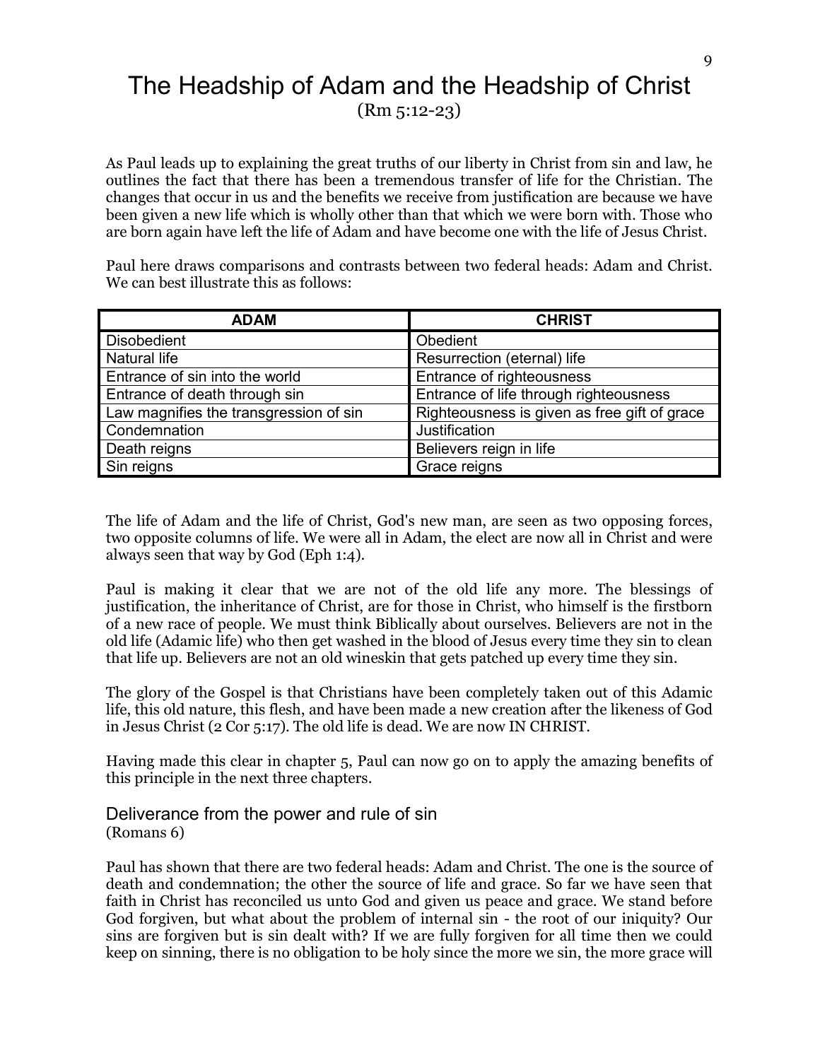# The Headship of Adam and the Headship of Christ

(Rm 5:12-23)

As Paul leads up to explaining the great truths of our liberty in Christ from sin and law, he outlines the fact that there has been a tremendous transfer of life for the Christian. The changes that occur in us and the benefits we receive from justification are because we have been given a new life which is wholly other than that which we were born with. Those who are born again have left the life of Adam and have become one with the life of Jesus Christ.

Paul here draws comparisons and contrasts between two federal heads: Adam and Christ. We can best illustrate this as follows:

| ADAM | CHRIST |
|---|---|
| Disobedient | Obedient |
| Natural life | Resurrection (eternal) life |
| Entrance of sin into the world | Entrance of righteousness |
| Entrance of death through sin | Entrance of life through righteousness |
| Law magnifies the transgression of sin | Righteousness is given as free gift of grace |
| Condemnation | Justification |
| Death reigns | Believers reign in life |
| Sin reigns | Grace reigns |

The life of Adam and the life of Christ, God's new man, are seen as two opposing forces, two opposite columns of life. We were all in Adam, the elect are now all in Christ and were always seen that way by God (Eph 1:4).

Paul is making it clear that we are not of the old life any more. The blessings of justification, the inheritance of Christ, are for those in Christ, who himself is the firstborn of a new race of people. We must think Biblically about ourselves. Believers are not in the old life (Adamic life) who then get washed in the blood of Jesus every time they sin to clean that life up. Believers are not an old wineskin that gets patched up every time they sin.

The glory of the Gospel is that Christians have been completely taken out of this Adamic life, this old nature, this flesh, and have been made a new creation after the likeness of God in Jesus Christ (2 Cor 5:17). The old life is dead. We are now IN CHRIST.

Having made this clear in chapter 5, Paul can now go on to apply the amazing benefits of this principle in the next three chapters.

## Deliverance from the power and rule of sin

(Romans 6)

Paul has shown that there are two federal heads: Adam and Christ. The one is the source of death and condemnation; the other the source of life and grace. So far we have seen that faith in Christ has reconciled us unto God and given us peace and grace. We stand before God forgiven, but what about the problem of internal sin - the root of our iniquity? Our sins are forgiven but is sin dealt with? If we are fully forgiven for all time then we could keep on sinning, there is no obligation to be holy since the more we sin, the more grace will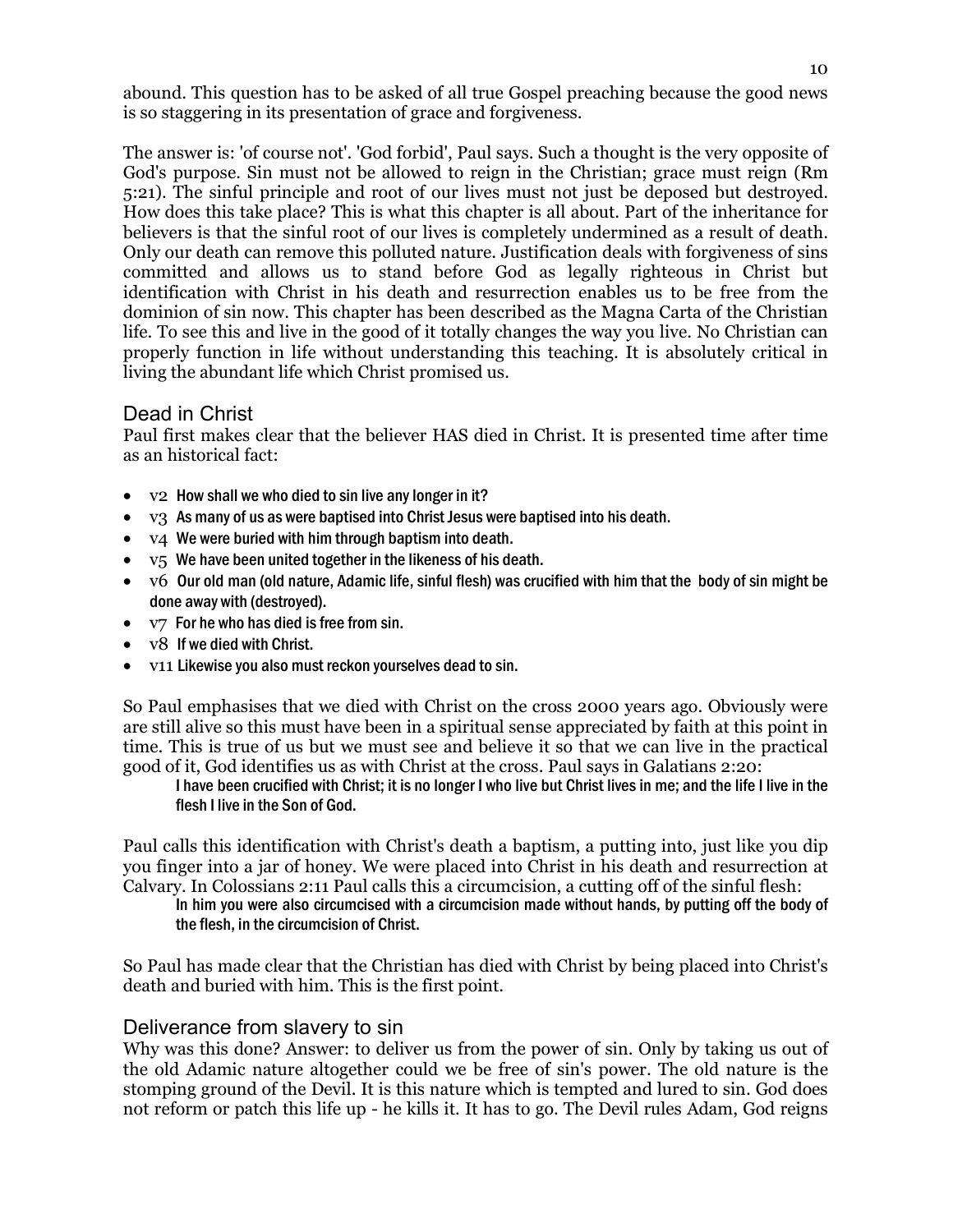abound. This question has to be asked of all true Gospel preaching because the good news is so staggering in its presentation of grace and forgiveness.

The answer is: 'of course not'. 'God forbid', Paul says. Such a thought is the very opposite of God's purpose. Sin must not be allowed to reign in the Christian; grace must reign (Rm 5:21). The sinful principle and root of our lives must not just be deposed but destroyed. How does this take place? This is what this chapter is all about. Part of the inheritance for believers is that the sinful root of our lives is completely undermined as a result of death. Only our death can remove this polluted nature. Justification deals with forgiveness of sins committed and allows us to stand before God as legally righteous in Christ but identification with Christ in his death and resurrection enables us to be free from the dominion of sin now. This chapter has been described as the Magna Carta of the Christian life. To see this and live in the good of it totally changes the way you live. No Christian can properly function in life without understanding this teaching. It is absolutely critical in living the abundant life which Christ promised us.

## Dead in Christ

Paul first makes clear that the believer HAS died in Christ. It is presented time after time as an historical fact:

- v2 How shall we who died to sin live any longer in it?
- v3 As many of us as were baptised into Christ Jesus were baptised into his death.
- v4 We were buried with him through baptism into death.
- v5 We have been united together in the likeness of his death.
- v6 Our old man (old nature, Adamic life, sinful flesh) was crucified with him that the body of sin might be done away with (destroyed).
- v7 For he who has died is free from sin.
- v8 If we died with Christ.
- v11 Likewise you also must reckon yourselves dead to sin.

So Paul emphasises that we died with Christ on the cross 2000 years ago. Obviously were are still alive so this must have been in a spiritual sense appreciated by faith at this point in time. This is true of us but we must see and believe it so that we can live in the practical good of it, God identifies us as with Christ at the cross. Paul says in Galatians 2:20:

> I have been crucified with Christ; it is no longer I who live but Christ lives in me; and the life I live in the flesh I live in the Son of God.

Paul calls this identification with Christ's death a baptism, a putting into, just like you dip you finger into a jar of honey. We were placed into Christ in his death and resurrection at Calvary. In Colossians 2:11 Paul calls this a circumcision, a cutting off of the sinful flesh:

> In him you were also circumcised with a circumcision made without hands, by putting off the body of the flesh, in the circumcision of Christ.

So Paul has made clear that the Christian has died with Christ by being placed into Christ's death and buried with him. This is the first point.

## Deliverance from slavery to sin

Why was this done? Answer: to deliver us from the power of sin. Only by taking us out of the old Adamic nature altogether could we be free of sin's power. The old nature is the stomping ground of the Devil. It is this nature which is tempted and lured to sin. God does not reform or patch this life up - he kills it. It has to go. The Devil rules Adam, God reigns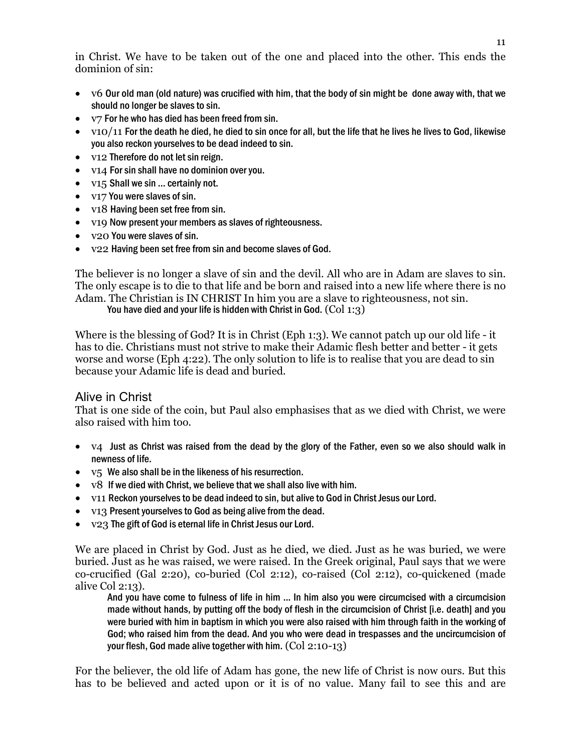in Christ. We have to be taken out of the one and placed into the other. This ends the dominion of sin:

- v6 **Our old man (old nature) was crucified with him, that the body of sin might be done away with, that we should no longer be slaves to sin.**
- v7 **For he who has died has been freed from sin.**
- v10/11 **For the death he died, he died to sin once for all, but the life that he lives he lives to God, likewise you also reckon yourselves to be dead indeed to sin.**
- v12 **Therefore do not let sin reign.**
- v14 **For sin shall have no dominion over you.**
- v15 **Shall we sin … certainly not.**
- v17 **You were slaves of sin.**
- v18 **Having been set free from sin.**
- v19 **Now present your members as slaves of righteousness.**
- v20 **You were slaves of sin.**
- v22 **Having been set free from sin and become slaves of God.**

The believer is no longer a slave of sin and the devil. All who are in Adam are slaves to sin. The only escape is to die to that life and be born and raised into a new life where there is no Adam. The Christian is IN CHRIST In him you are a slave to righteousness, not sin.

> **You have died and your life is hidden with Christ in God.** (Col 1:3)

Where is the blessing of God? It is in Christ (Eph 1:3). We cannot patch up our old life - it has to die. Christians must not strive to make their Adamic flesh better and better - it gets worse and worse (Eph 4:22). The only solution to life is to realise that you are dead to sin because your Adamic life is dead and buried.

## Alive in Christ

That is one side of the coin, but Paul also emphasises that as we died with Christ, we were also raised with him too.

- v4 **Just as Christ was raised from the dead by the glory of the Father, even so we also should walk in newness of life.**
- v5 **We also shall be in the likeness of his resurrection.**
- v8 **If we died with Christ, we believe that we shall also live with him.**
- v11 **Reckon yourselves to be dead indeed to sin, but alive to God in Christ Jesus our Lord.**
- v13 **Present yourselves to God as being alive from the dead.**
- v23 **The gift of God is eternal life in Christ Jesus our Lord.**

We are placed in Christ by God. Just as he died, we died. Just as he was buried, we were buried. Just as he was raised, we were raised. In the Greek original, Paul says that we were co-crucified (Gal 2:20), co-buried (Col 2:12), co-raised (Col 2:12), co-quickened (made alive Col 2:13).

> **And you have come to fulness of life in him … In him also you were circumcised with a circumcision made without hands, by putting off the body of flesh in the circumcision of Christ [i.e. death] and you were buried with him in baptism in which you were also raised with him through faith in the working of God; who raised him from the dead. And you who were dead in trespasses and the uncircumcision of your flesh, God made alive together with him.** (Col 2:10-13)

For the believer, the old life of Adam has gone, the new life of Christ is now ours. But this has to be believed and acted upon or it is of no value. Many fail to see this and are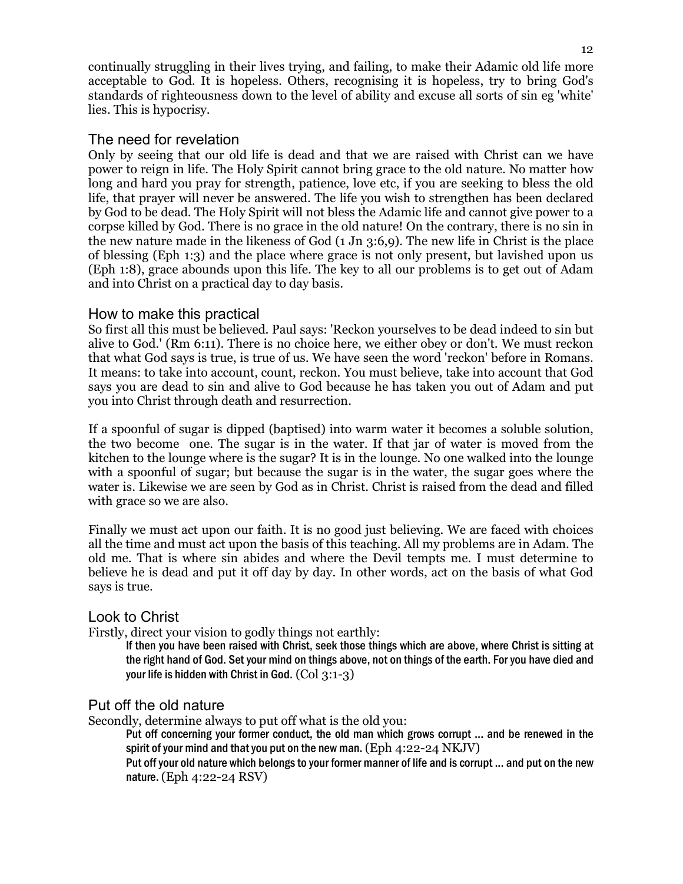continually struggling in their lives trying, and failing, to make their Adamic old life more acceptable to God. It is hopeless. Others, recognising it is hopeless, try to bring God's standards of righteousness down to the level of ability and excuse all sorts of sin eg 'white' lies. This is hypocrisy.

## The need for revelation

Only by seeing that our old life is dead and that we are raised with Christ can we have power to reign in life. The Holy Spirit cannot bring grace to the old nature. No matter how long and hard you pray for strength, patience, love etc, if you are seeking to bless the old life, that prayer will never be answered. The life you wish to strengthen has been declared by God to be dead. The Holy Spirit will not bless the Adamic life and cannot give power to a corpse killed by God. There is no grace in the old nature! On the contrary, there is no sin in the new nature made in the likeness of God (1 Jn 3:6,9). The new life in Christ is the place of blessing (Eph 1:3) and the place where grace is not only present, but lavished upon us (Eph 1:8), grace abounds upon this life. The key to all our problems is to get out of Adam and into Christ on a practical day to day basis.

## How to make this practical

So first all this must be believed. Paul says: 'Reckon yourselves to be dead indeed to sin but alive to God.' (Rm 6:11). There is no choice here, we either obey or don't. We must reckon that what God says is true, is true of us. We have seen the word 'reckon' before in Romans. It means: to take into account, count, reckon. You must believe, take into account that God says you are dead to sin and alive to God because he has taken you out of Adam and put you into Christ through death and resurrection.

If a spoonful of sugar is dipped (baptised) into warm water it becomes a soluble solution, the two become one. The sugar is in the water. If that jar of water is moved from the kitchen to the lounge where is the sugar? It is in the lounge. No one walked into the lounge with a spoonful of sugar; but because the sugar is in the water, the sugar goes where the water is. Likewise we are seen by God as in Christ. Christ is raised from the dead and filled with grace so we are also.

Finally we must act upon our faith. It is no good just believing. We are faced with choices all the time and must act upon the basis of this teaching. All my problems are in Adam. The old me. That is where sin abides and where the Devil tempts me. I must determine to believe he is dead and put it off day by day. In other words, act on the basis of what God says is true.

## Look to Christ

Firstly, direct your vision to godly things not earthly:

> If then you have been raised with Christ, seek those things which are above, where Christ is sitting at the right hand of God. Set your mind on things above, not on things of the earth. For you have died and your life is hidden with Christ in God. (Col 3:1-3)

## Put off the old nature

Secondly, determine always to put off what is the old you:

> Put off concerning your former conduct, the old man which grows corrupt … and be renewed in the spirit of your mind and that you put on the new man. (Eph 4:22-24 NKJV)
>
> Put off your old nature which belongs to your former manner of life and is corrupt … and put on the new nature. (Eph 4:22-24 RSV)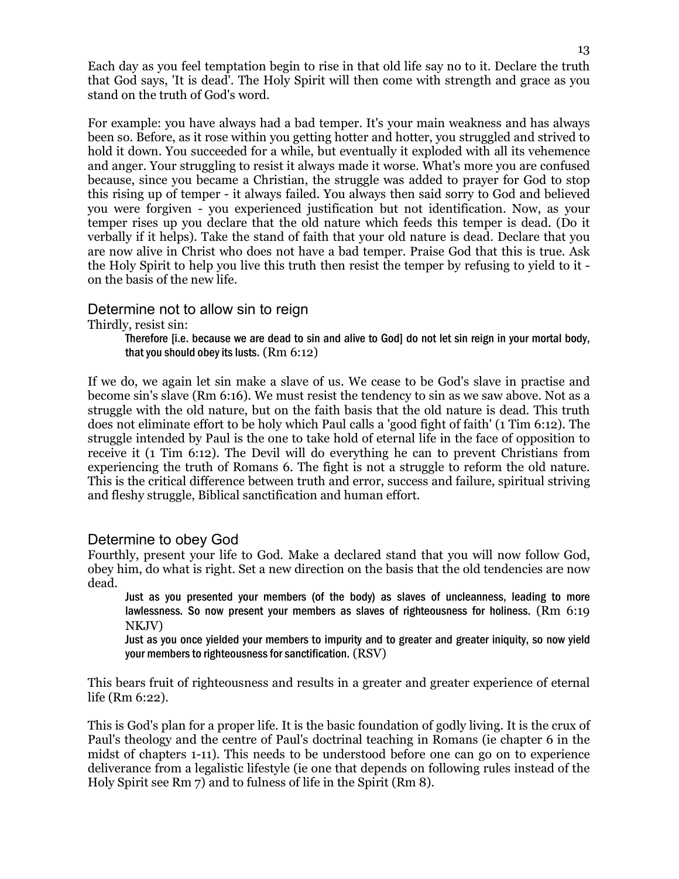Each day as you feel temptation begin to rise in that old life say no to it. Declare the truth that God says, 'It is dead'. The Holy Spirit will then come with strength and grace as you stand on the truth of God's word.

For example: you have always had a bad temper. It's your main weakness and has always been so. Before, as it rose within you getting hotter and hotter, you struggled and strived to hold it down. You succeeded for a while, but eventually it exploded with all its vehemence and anger. Your struggling to resist it always made it worse. What's more you are confused because, since you became a Christian, the struggle was added to prayer for God to stop this rising up of temper - it always failed. You always then said sorry to God and believed you were forgiven - you experienced justification but not identification. Now, as your temper rises up you declare that the old nature which feeds this temper is dead. (Do it verbally if it helps). Take the stand of faith that your old nature is dead. Declare that you are now alive in Christ who does not have a bad temper. Praise God that this is true. Ask the Holy Spirit to help you live this truth then resist the temper by refusing to yield to it - on the basis of the new life.

## Determine not to allow sin to reign

Thirdly, resist sin:

> Therefore [i.e. because we are dead to sin and alive to God] do not let sin reign in your mortal body, that you should obey its lusts. (Rm 6:12)

If we do, we again let sin make a slave of us. We cease to be God's slave in practise and become sin's slave (Rm 6:16). We must resist the tendency to sin as we saw above. Not as a struggle with the old nature, but on the faith basis that the old nature is dead. This truth does not eliminate effort to be holy which Paul calls a 'good fight of faith' (1 Tim 6:12). The struggle intended by Paul is the one to take hold of eternal life in the face of opposition to receive it (1 Tim 6:12). The Devil will do everything he can to prevent Christians from experiencing the truth of Romans 6. The fight is not a struggle to reform the old nature. This is the critical difference between truth and error, success and failure, spiritual striving and fleshy struggle, Biblical sanctification and human effort.

## Determine to obey God

Fourthly, present your life to God. Make a declared stand that you will now follow God, obey him, do what is right. Set a new direction on the basis that the old tendencies are now dead.

> Just as you presented your members (of the body) as slaves of uncleanness, leading to more lawlessness. So now present your members as slaves of righteousness for holiness. (Rm 6:19 NKJV)
>
> Just as you once yielded your members to impurity and to greater and greater iniquity, so now yield your members to righteousness for sanctification. (RSV)

This bears fruit of righteousness and results in a greater and greater experience of eternal life (Rm 6:22).

This is God's plan for a proper life. It is the basic foundation of godly living. It is the crux of Paul's theology and the centre of Paul's doctrinal teaching in Romans (ie chapter 6 in the midst of chapters 1-11). This needs to be understood before one can go on to experience deliverance from a legalistic lifestyle (ie one that depends on following rules instead of the Holy Spirit see Rm 7) and to fulness of life in the Spirit (Rm 8).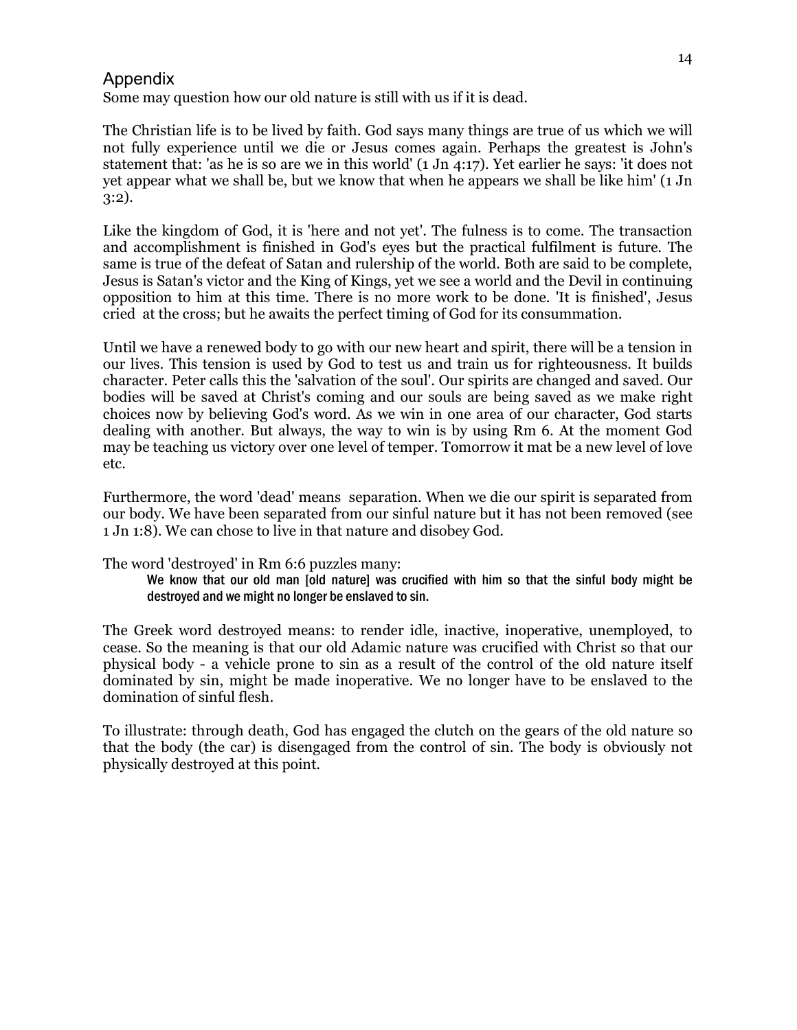## Appendix

Some may question how our old nature is still with us if it is dead.

The Christian life is to be lived by faith. God says many things are true of us which we will not fully experience until we die or Jesus comes again. Perhaps the greatest is John's statement that: 'as he is so are we in this world' (1 Jn 4:17). Yet earlier he says: 'it does not yet appear what we shall be, but we know that when he appears we shall be like him' (1 Jn 3:2).

Like the kingdom of God, it is 'here and not yet'. The fulness is to come. The transaction and accomplishment is finished in God's eyes but the practical fulfilment is future. The same is true of the defeat of Satan and rulership of the world. Both are said to be complete, Jesus is Satan's victor and the King of Kings, yet we see a world and the Devil in continuing opposition to him at this time. There is no more work to be done. 'It is finished', Jesus cried at the cross; but he awaits the perfect timing of God for its consummation.

Until we have a renewed body to go with our new heart and spirit, there will be a tension in our lives. This tension is used by God to test us and train us for righteousness. It builds character. Peter calls this the 'salvation of the soul'. Our spirits are changed and saved. Our bodies will be saved at Christ's coming and our souls are being saved as we make right choices now by believing God's word. As we win in one area of our character, God starts dealing with another. But always, the way to win is by using Rm 6. At the moment God may be teaching us victory over one level of temper. Tomorrow it mat be a new level of love etc.

Furthermore, the word 'dead' means separation. When we die our spirit is separated from our body. We have been separated from our sinful nature but it has not been removed (see 1 Jn 1:8). We can chose to live in that nature and disobey God.

The word 'destroyed' in Rm 6:6 puzzles many:

> We know that our old man [old nature] was crucified with him so that the sinful body might be destroyed and we might no longer be enslaved to sin.

The Greek word destroyed means: to render idle, inactive, inoperative, unemployed, to cease. So the meaning is that our old Adamic nature was crucified with Christ so that our physical body - a vehicle prone to sin as a result of the control of the old nature itself dominated by sin, might be made inoperative. We no longer have to be enslaved to the domination of sinful flesh.

To illustrate: through death, God has engaged the clutch on the gears of the old nature so that the body (the car) is disengaged from the control of sin. The body is obviously not physically destroyed at this point.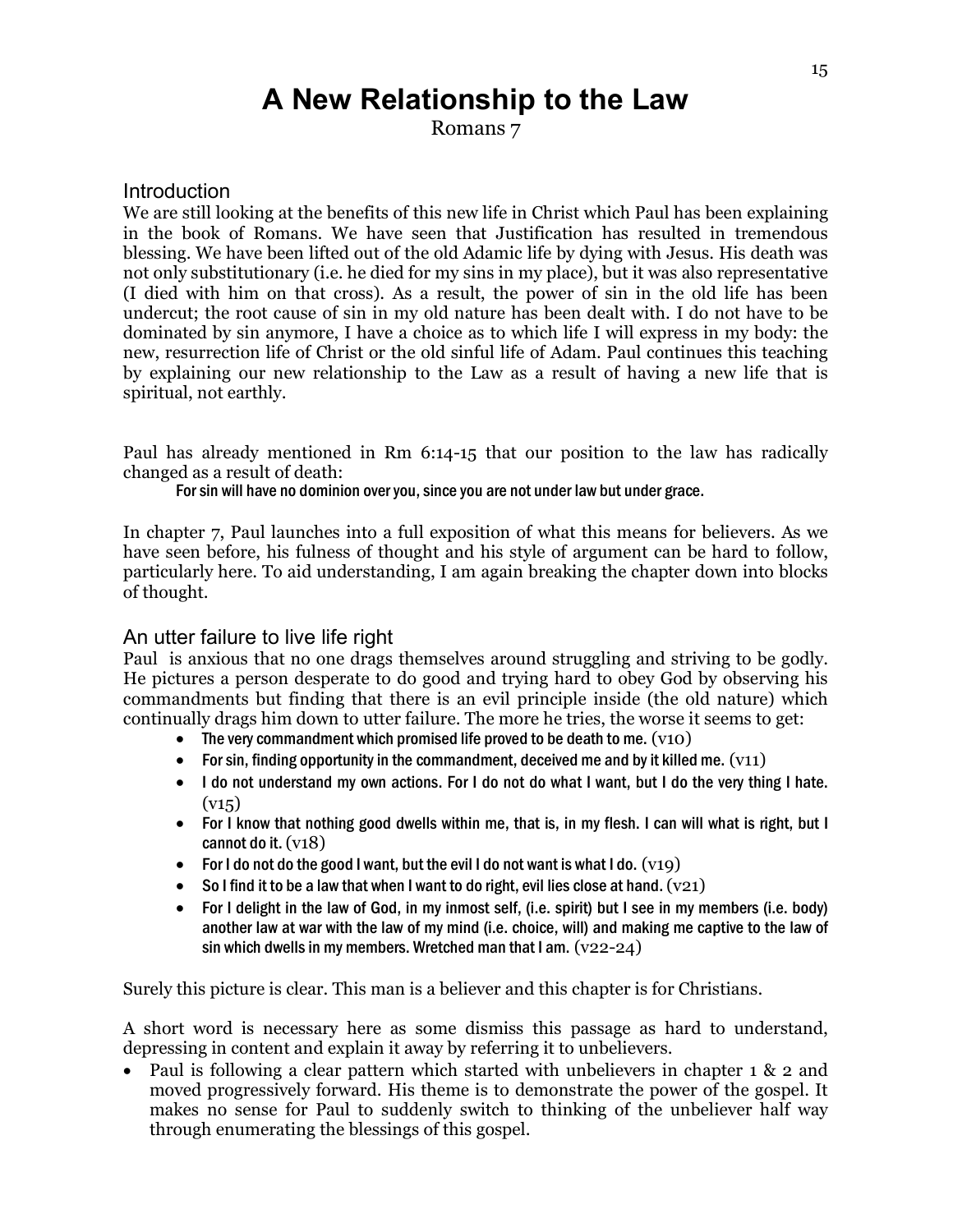# A New Relationship to the Law

Romans 7

## Introduction

We are still looking at the benefits of this new life in Christ which Paul has been explaining in the book of Romans. We have seen that Justification has resulted in tremendous blessing. We have been lifted out of the old Adamic life by dying with Jesus. His death was not only substitutionary (i.e. he died for my sins in my place), but it was also representative (I died with him on that cross). As a result, the power of sin in the old life has been undercut; the root cause of sin in my old nature has been dealt with. I do not have to be dominated by sin anymore, I have a choice as to which life I will express in my body: the new, resurrection life of Christ or the old sinful life of Adam. Paul continues this teaching by explaining our new relationship to the Law as a result of having a new life that is spiritual, not earthly.

Paul has already mentioned in Rm 6:14-15 that our position to the law has radically changed as a result of death:

> For sin will have no dominion over you, since you are not under law but under grace.

In chapter 7, Paul launches into a full exposition of what this means for believers. As we have seen before, his fulness of thought and his style of argument can be hard to follow, particularly here. To aid understanding, I am again breaking the chapter down into blocks of thought.

## An utter failure to live life right

Paul is anxious that no one drags themselves around struggling and striving to be godly. He pictures a person desperate to do good and trying hard to obey God by observing his commandments but finding that there is an evil principle inside (the old nature) which continually drags him down to utter failure. The more he tries, the worse it seems to get:

- The very commandment which promised life proved to be death to me. (v10)
- For sin, finding opportunity in the commandment, deceived me and by it killed me. (v11)
- I do not understand my own actions. For I do not do what I want, but I do the very thing I hate. (v15)
- For I know that nothing good dwells within me, that is, in my flesh. I can will what is right, but I cannot do it. (v18)
- For I do not do the good I want, but the evil I do not want is what I do. (v19)
- So I find it to be a law that when I want to do right, evil lies close at hand. (v21)
- For I delight in the law of God, in my inmost self, (i.e. spirit) but I see in my members (i.e. body) another law at war with the law of my mind (i.e. choice, will) and making me captive to the law of sin which dwells in my members. Wretched man that I am. (v22-24)

Surely this picture is clear. This man is a believer and this chapter is for Christians.

A short word is necessary here as some dismiss this passage as hard to understand, depressing in content and explain it away by referring it to unbelievers.

- Paul is following a clear pattern which started with unbelievers in chapter 1 & 2 and moved progressively forward. His theme is to demonstrate the power of the gospel. It makes no sense for Paul to suddenly switch to thinking of the unbeliever half way through enumerating the blessings of this gospel.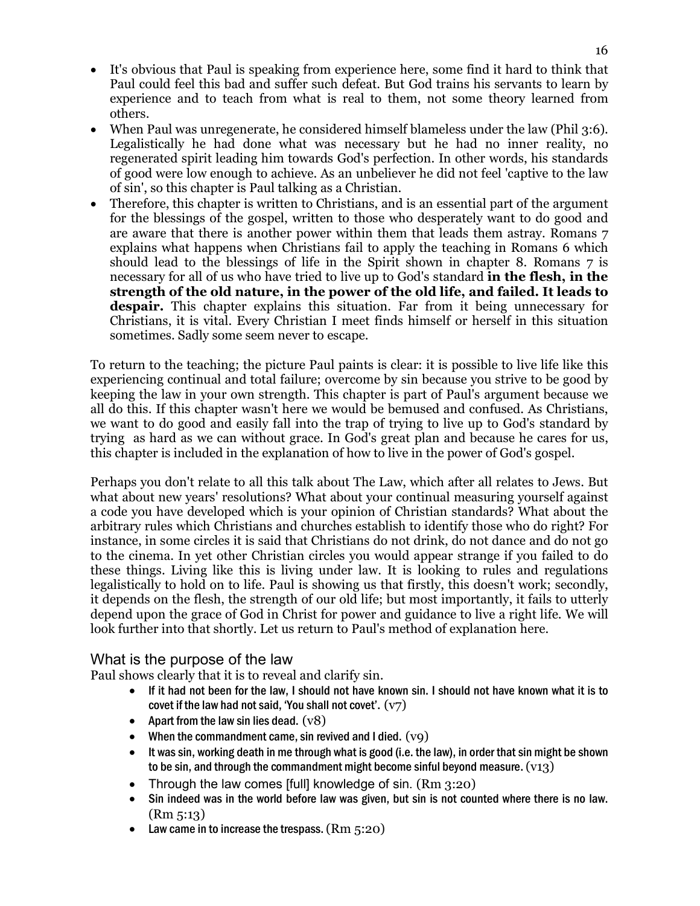- It's obvious that Paul is speaking from experience here, some find it hard to think that Paul could feel this bad and suffer such defeat. But God trains his servants to learn by experience and to teach from what is real to them, not some theory learned from others.
- When Paul was unregenerate, he considered himself blameless under the law (Phil 3:6). Legalistically he had done what was necessary but he had no inner reality, no regenerated spirit leading him towards God's perfection. In other words, his standards of good were low enough to achieve. As an unbeliever he did not feel 'captive to the law of sin', so this chapter is Paul talking as a Christian.
- Therefore, this chapter is written to Christians, and is an essential part of the argument for the blessings of the gospel, written to those who desperately want to do good and are aware that there is another power within them that leads them astray. Romans 7 explains what happens when Christians fail to apply the teaching in Romans 6 which should lead to the blessings of life in the Spirit shown in chapter 8. Romans 7 is necessary for all of us who have tried to live up to God's standard **in the flesh, in the strength of the old nature, in the power of the old life, and failed. It leads to despair.** This chapter explains this situation. Far from it being unnecessary for Christians, it is vital. Every Christian I meet finds himself or herself in this situation sometimes. Sadly some seem never to escape.

To return to the teaching; the picture Paul paints is clear: it is possible to live life like this experiencing continual and total failure; overcome by sin because you strive to be good by keeping the law in your own strength. This chapter is part of Paul's argument because we all do this. If this chapter wasn't here we would be bemused and confused. As Christians, we want to do good and easily fall into the trap of trying to live up to God's standard by trying as hard as we can without grace. In God's great plan and because he cares for us, this chapter is included in the explanation of how to live in the power of God's gospel.

Perhaps you don't relate to all this talk about The Law, which after all relates to Jews. But what about new years' resolutions? What about your continual measuring yourself against a code you have developed which is your opinion of Christian standards? What about the arbitrary rules which Christians and churches establish to identify those who do right? For instance, in some circles it is said that Christians do not drink, do not dance and do not go to the cinema. In yet other Christian circles you would appear strange if you failed to do these things. Living like this is living under law. It is looking to rules and regulations legalistically to hold on to life. Paul is showing us that firstly, this doesn't work; secondly, it depends on the flesh, the strength of our old life; but most importantly, it fails to utterly depend upon the grace of God in Christ for power and guidance to live a right life. We will look further into that shortly. Let us return to Paul's method of explanation here.

## What is the purpose of the law

Paul shows clearly that it is to reveal and clarify sin.

- If it had not been for the law, I should not have known sin. I should not have known what it is to covet if the law had not said, 'You shall not covet'. (v7)
- Apart from the law sin lies dead. (v8)
- When the commandment came, sin revived and I died. (v9)
- It was sin, working death in me through what is good (i.e. the law), in order that sin might be shown to be sin, and through the commandment might become sinful beyond measure. (v13)
- Through the law comes [full] knowledge of sin. (Rm 3:20)
- Sin indeed was in the world before law was given, but sin is not counted where there is no law. (Rm 5:13)
- Law came in to increase the trespass. (Rm 5:20)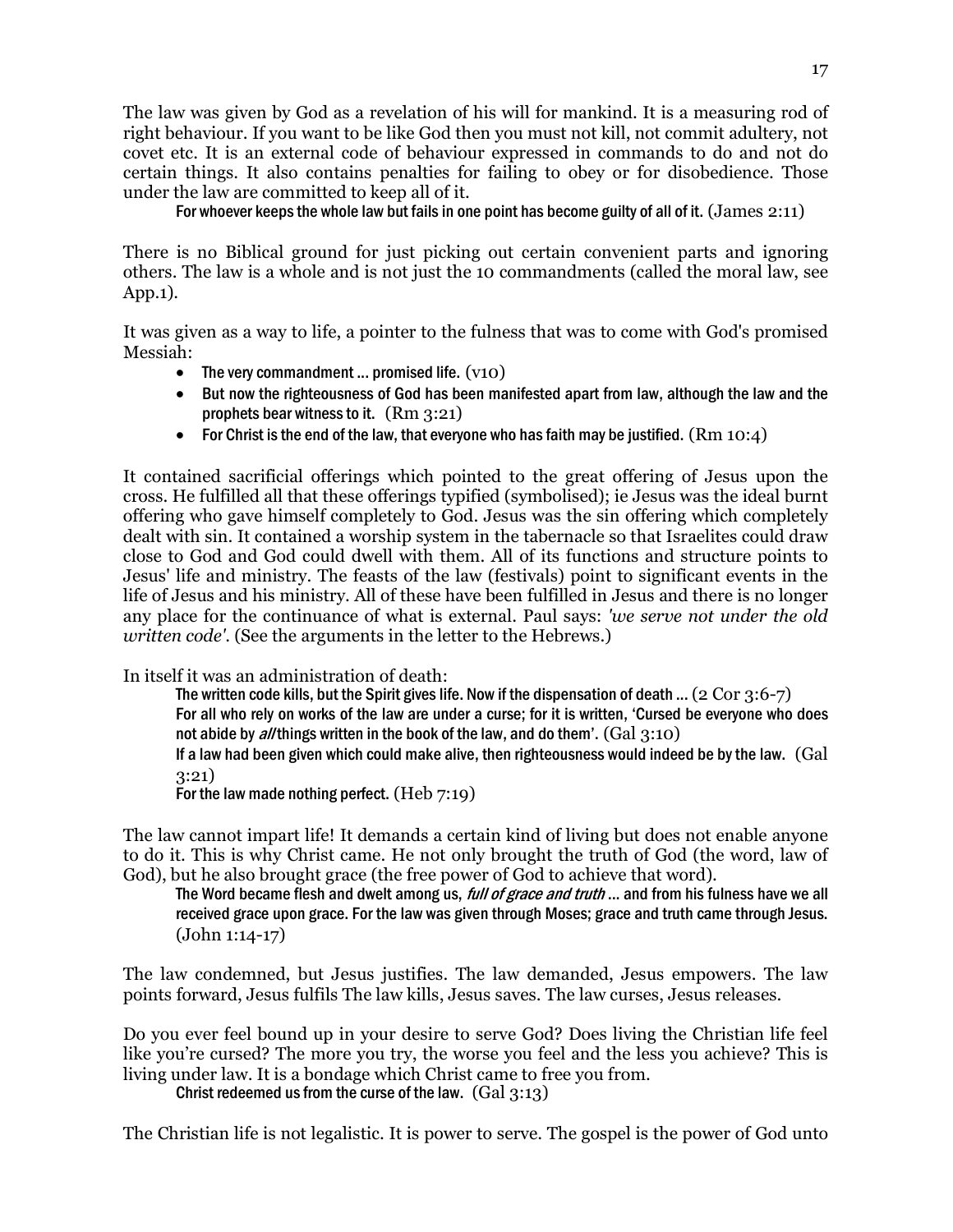The law was given by God as a revelation of his will for mankind. It is a measuring rod of right behaviour. If you want to be like God then you must not kill, not commit adultery, not covet etc. It is an external code of behaviour expressed in commands to do and not do certain things. It also contains penalties for failing to obey or for disobedience. Those under the law are committed to keep all of it.

> For whoever keeps the whole law but fails in one point has become guilty of all of it. (James 2:11)

There is no Biblical ground for just picking out certain convenient parts and ignoring others. The law is a whole and is not just the 10 commandments (called the moral law, see App.1).

It was given as a way to life, a pointer to the fulness that was to come with God's promised Messiah:

- The very commandment ... promised life. (v10)
- But now the righteousness of God has been manifested apart from law, although the law and the prophets bear witness to it. (Rm 3:21)
- For Christ is the end of the law, that everyone who has faith may be justified. (Rm 10:4)

It contained sacrificial offerings which pointed to the great offering of Jesus upon the cross. He fulfilled all that these offerings typified (symbolised); ie Jesus was the ideal burnt offering who gave himself completely to God. Jesus was the sin offering which completely dealt with sin. It contained a worship system in the tabernacle so that Israelites could draw close to God and God could dwell with them. All of its functions and structure points to Jesus' life and ministry. The feasts of the law (festivals) point to significant events in the life of Jesus and his ministry. All of these have been fulfilled in Jesus and there is no longer any place for the continuance of what is external. Paul says: *'we serve not under the old written code'*. (See the arguments in the letter to the Hebrews.)

In itself it was an administration of death:

> The written code kills, but the Spirit gives life. Now if the dispensation of death ... (2 Cor 3:6-7)
> For all who rely on works of the law are under a curse; for it is written, 'Cursed be everyone who does not abide by *all* things written in the book of the law, and do them'. (Gal 3:10)
> If a law had been given which could make alive, then righteousness would indeed be by the law. (Gal 3:21)
> For the law made nothing perfect. (Heb 7:19)

The law cannot impart life! It demands a certain kind of living but does not enable anyone to do it. This is why Christ came. He not only brought the truth of God (the word, law of God), but he also brought grace (the free power of God to achieve that word).

> The Word became flesh and dwelt among us, *full of grace and truth* ... and from his fulness have we all received grace upon grace. For the law was given through Moses; grace and truth came through Jesus. (John 1:14-17)

The law condemned, but Jesus justifies. The law demanded, Jesus empowers. The law points forward, Jesus fulfils The law kills, Jesus saves. The law curses, Jesus releases.

Do you ever feel bound up in your desire to serve God? Does living the Christian life feel like you're cursed? The more you try, the worse you feel and the less you achieve? This is living under law. It is a bondage which Christ came to free you from.

> Christ redeemed us from the curse of the law. (Gal 3:13)

The Christian life is not legalistic. It is power to serve. The gospel is the power of God unto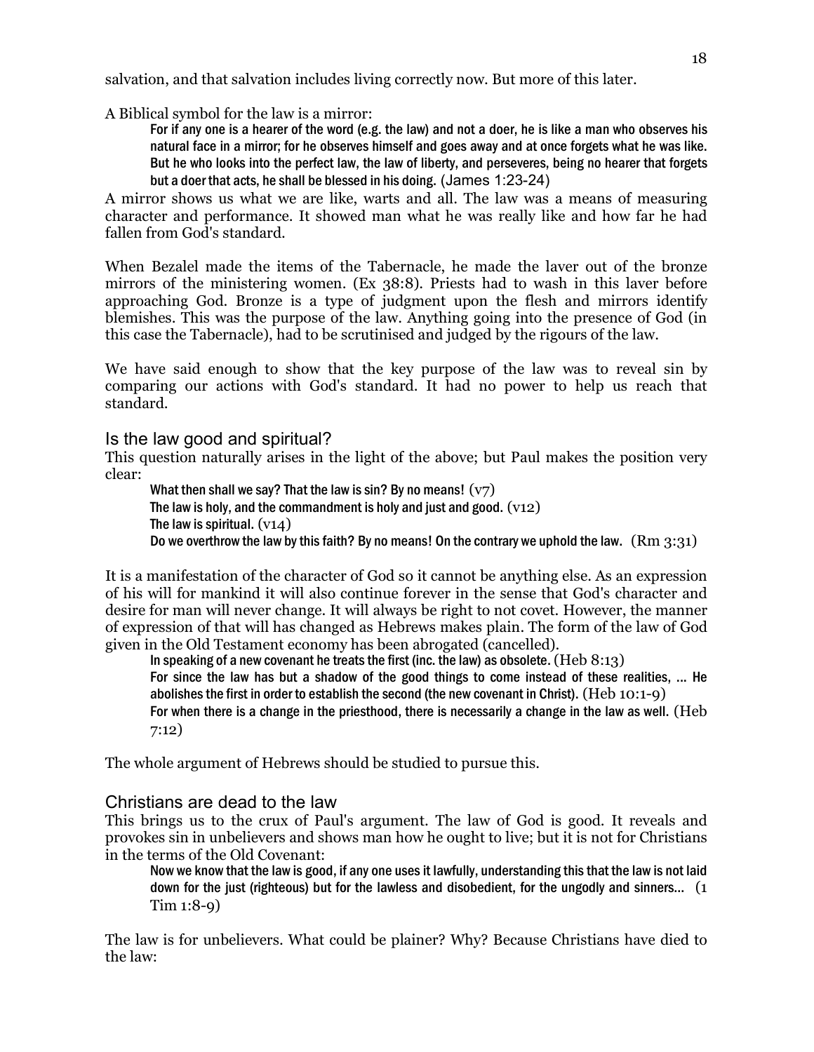salvation, and that salvation includes living correctly now. But more of this later.

A Biblical symbol for the law is a mirror:

> For if any one is a hearer of the word (e.g. the law) and not a doer, he is like a man who observes his natural face in a mirror; for he observes himself and goes away and at once forgets what he was like. But he who looks into the perfect law, the law of liberty, and perseveres, being no hearer that forgets but a doer that acts, he shall be blessed in his doing. (James 1:23-24)

A mirror shows us what we are like, warts and all. The law was a means of measuring character and performance. It showed man what he was really like and how far he had fallen from God's standard.

When Bezalel made the items of the Tabernacle, he made the laver out of the bronze mirrors of the ministering women. (Ex 38:8). Priests had to wash in this laver before approaching God. Bronze is a type of judgment upon the flesh and mirrors identify blemishes. This was the purpose of the law. Anything going into the presence of God (in this case the Tabernacle), had to be scrutinised and judged by the rigours of the law.

We have said enough to show that the key purpose of the law was to reveal sin by comparing our actions with God's standard. It had no power to help us reach that standard.

## Is the law good and spiritual?

This question naturally arises in the light of the above; but Paul makes the position very clear:

> What then shall we say? That the law is sin? By no means! (v7)
> The law is holy, and the commandment is holy and just and good. (v12)
> The law is spiritual. (v14)
> Do we overthrow the law by this faith? By no means! On the contrary we uphold the law. (Rm 3:31)

It is a manifestation of the character of God so it cannot be anything else. As an expression of his will for mankind it will also continue forever in the sense that God's character and desire for man will never change. It will always be right to not covet. However, the manner of expression of that will has changed as Hebrews makes plain. The form of the law of God given in the Old Testament economy has been abrogated (cancelled).

> In speaking of a new covenant he treats the first (inc. the law) as obsolete. (Heb 8:13)
> For since the law has but a shadow of the good things to come instead of these realities, ... He abolishes the first in order to establish the second (the new covenant in Christ). (Heb 10:1-9)
> For when there is a change in the priesthood, there is necessarily a change in the law as well. (Heb 7:12)

The whole argument of Hebrews should be studied to pursue this.

## Christians are dead to the law

This brings us to the crux of Paul's argument. The law of God is good. It reveals and provokes sin in unbelievers and shows man how he ought to live; but it is not for Christians in the terms of the Old Covenant:

> Now we know that the law is good, if any one uses it lawfully, understanding this that the law is not laid down for the just (righteous) but for the lawless and disobedient, for the ungodly and sinners... (1 Tim 1:8-9)

The law is for unbelievers. What could be plainer? Why? Because Christians have died to the law: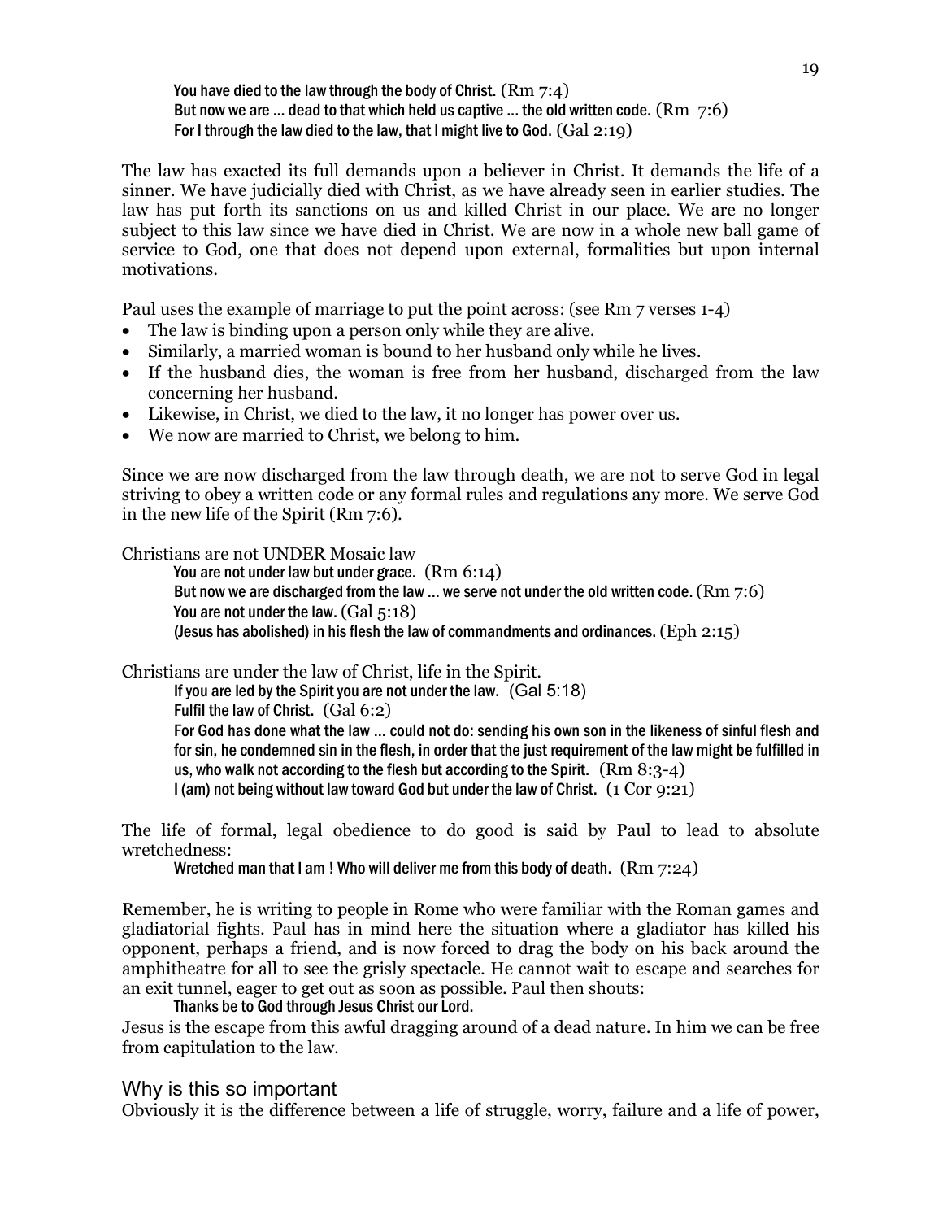You have died to the law through the body of Christ. (Rm 7:4)
But now we are ... dead to that which held us captive ... the old written code. (Rm 7:6)
For I through the law died to the law, that I might live to God. (Gal 2:19)

The law has exacted its full demands upon a believer in Christ. It demands the life of a sinner. We have judicially died with Christ, as we have already seen in earlier studies. The law has put forth its sanctions on us and killed Christ in our place. We are no longer subject to this law since we have died in Christ. We are now in a whole new ball game of service to God, one that does not depend upon external, formalities but upon internal motivations.

Paul uses the example of marriage to put the point across: (see Rm 7 verses 1-4)

- The law is binding upon a person only while they are alive.
- Similarly, a married woman is bound to her husband only while he lives.
- If the husband dies, the woman is free from her husband, discharged from the law concerning her husband.
- Likewise, in Christ, we died to the law, it no longer has power over us.
- We now are married to Christ, we belong to him.

Since we are now discharged from the law through death, we are not to serve God in legal striving to obey a written code or any formal rules and regulations any more. We serve God in the new life of the Spirit (Rm 7:6).

Christians are not UNDER Mosaic law

> You are not under law but under grace. (Rm 6:14)
> But now we are discharged from the law ... we serve not under the old written code. (Rm 7:6)
> You are not under the law. (Gal 5:18)
> (Jesus has abolished) in his flesh the law of commandments and ordinances. (Eph 2:15)

Christians are under the law of Christ, life in the Spirit.

> If you are led by the Spirit you are not under the law. (Gal 5:18)
> Fulfil the law of Christ. (Gal 6:2)
> For God has done what the law ... could not do: sending his own son in the likeness of sinful flesh and for sin, he condemned sin in the flesh, in order that the just requirement of the law might be fulfilled in us, who walk not according to the flesh but according to the Spirit. (Rm 8:3-4)
> I (am) not being without law toward God but under the law of Christ. (1 Cor 9:21)

The life of formal, legal obedience to do good is said by Paul to lead to absolute wretchedness:

> Wretched man that I am ! Who will deliver me from this body of death. (Rm 7:24)

Remember, he is writing to people in Rome who were familiar with the Roman games and gladiatorial fights. Paul has in mind here the situation where a gladiator has killed his opponent, perhaps a friend, and is now forced to drag the body on his back around the amphitheatre for all to see the grisly spectacle. He cannot wait to escape and searches for an exit tunnel, eager to get out as soon as possible. Paul then shouts:

> Thanks be to God through Jesus Christ our Lord.

Jesus is the escape from this awful dragging around of a dead nature. In him we can be free from capitulation to the law.

## Why is this so important

Obviously it is the difference between a life of struggle, worry, failure and a life of power,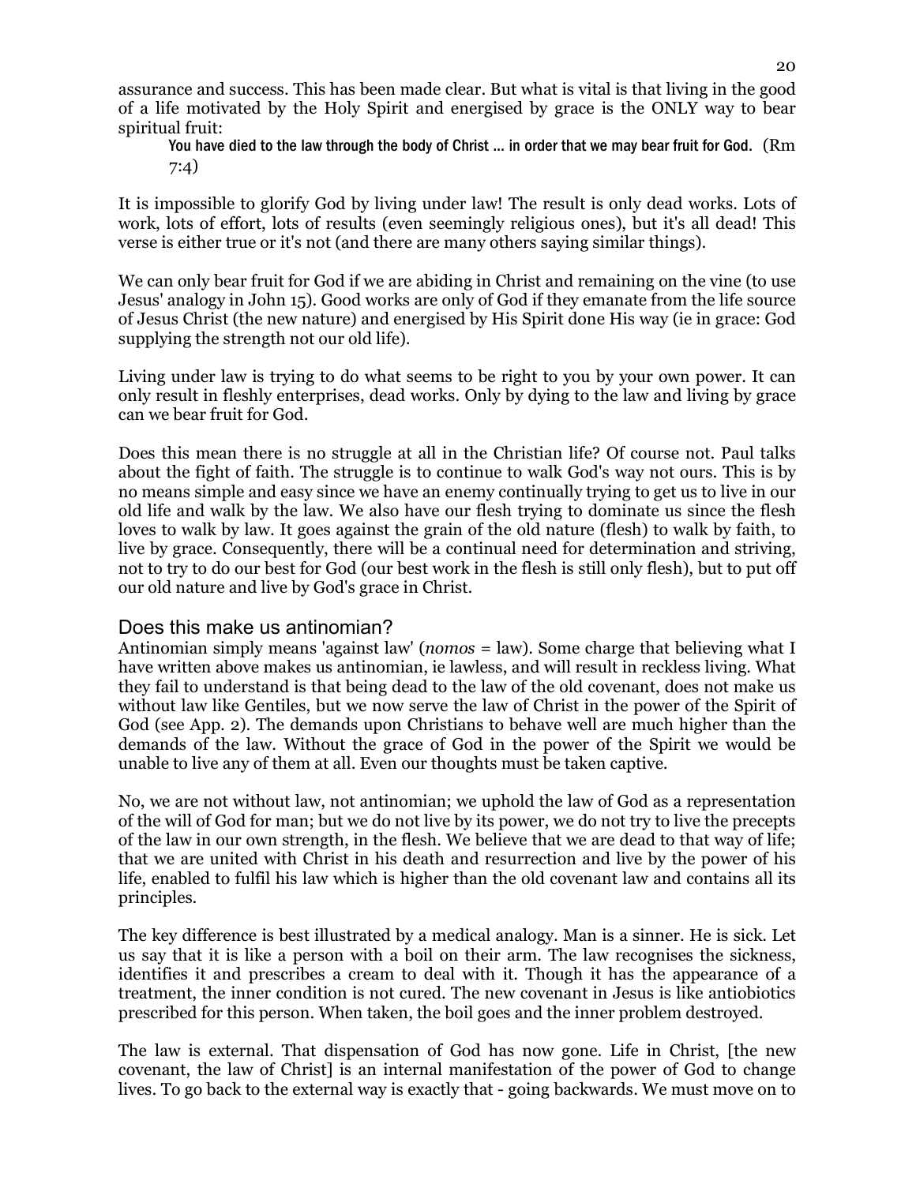assurance and success. This has been made clear. But what is vital is that living in the good of a life motivated by the Holy Spirit and energised by grace is the ONLY way to bear spiritual fruit:

> You have died to the law through the body of Christ … in order that we may bear fruit for God. (Rm 7:4)

It is impossible to glorify God by living under law! The result is only dead works. Lots of work, lots of effort, lots of results (even seemingly religious ones), but it's all dead! This verse is either true or it's not (and there are many others saying similar things).

We can only bear fruit for God if we are abiding in Christ and remaining on the vine (to use Jesus' analogy in John 15). Good works are only of God if they emanate from the life source of Jesus Christ (the new nature) and energised by His Spirit done His way (ie in grace: God supplying the strength not our old life).

Living under law is trying to do what seems to be right to you by your own power. It can only result in fleshly enterprises, dead works. Only by dying to the law and living by grace can we bear fruit for God.

Does this mean there is no struggle at all in the Christian life? Of course not. Paul talks about the fight of faith. The struggle is to continue to walk God's way not ours. This is by no means simple and easy since we have an enemy continually trying to get us to live in our old life and walk by the law. We also have our flesh trying to dominate us since the flesh loves to walk by law. It goes against the grain of the old nature (flesh) to walk by faith, to live by grace. Consequently, there will be a continual need for determination and striving, not to try to do our best for God (our best work in the flesh is still only flesh), but to put off our old nature and live by God's grace in Christ.

## Does this make us antinomian?

Antinomian simply means 'against law' (*nomos* = law). Some charge that believing what I have written above makes us antinomian, ie lawless, and will result in reckless living. What they fail to understand is that being dead to the law of the old covenant, does not make us without law like Gentiles, but we now serve the law of Christ in the power of the Spirit of God (see App. 2). The demands upon Christians to behave well are much higher than the demands of the law. Without the grace of God in the power of the Spirit we would be unable to live any of them at all. Even our thoughts must be taken captive.

No, we are not without law, not antinomian; we uphold the law of God as a representation of the will of God for man; but we do not live by its power, we do not try to live the precepts of the law in our own strength, in the flesh. We believe that we are dead to that way of life; that we are united with Christ in his death and resurrection and live by the power of his life, enabled to fulfil his law which is higher than the old covenant law and contains all its principles.

The key difference is best illustrated by a medical analogy. Man is a sinner. He is sick. Let us say that it is like a person with a boil on their arm. The law recognises the sickness, identifies it and prescribes a cream to deal with it. Though it has the appearance of a treatment, the inner condition is not cured. The new covenant in Jesus is like antiobiotics prescribed for this person. When taken, the boil goes and the inner problem destroyed.

The law is external. That dispensation of God has now gone. Life in Christ, [the new covenant, the law of Christ] is an internal manifestation of the power of God to change lives. To go back to the external way is exactly that - going backwards. We must move on to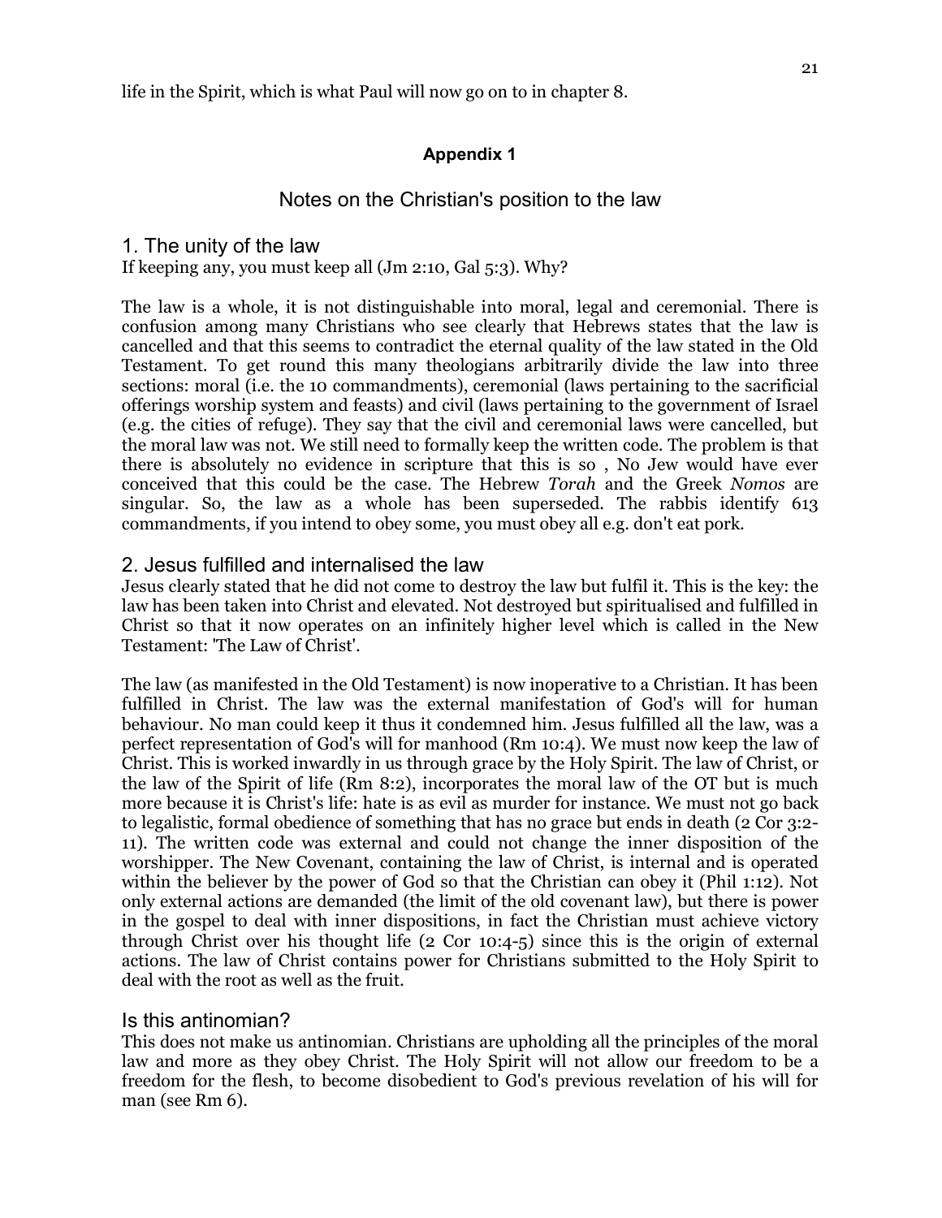life in the Spirit, which is what Paul will now go on to in chapter 8.

## Appendix 1

## Notes on the Christian's position to the law

### 1. The unity of the law

If keeping any, you must keep all (Jm 2:10, Gal 5:3). Why?

The law is a whole, it is not distinguishable into moral, legal and ceremonial. There is confusion among many Christians who see clearly that Hebrews states that the law is cancelled and that this seems to contradict the eternal quality of the law stated in the Old Testament. To get round this many theologians arbitrarily divide the law into three sections: moral (i.e. the 10 commandments), ceremonial (laws pertaining to the sacrificial offerings worship system and feasts) and civil (laws pertaining to the government of Israel (e.g. the cities of refuge). They say that the civil and ceremonial laws were cancelled, but the moral law was not. We still need to formally keep the written code. The problem is that there is absolutely no evidence in scripture that this is so , No Jew would have ever conceived that this could be the case. The Hebrew *Torah* and the Greek *Nomos* are singular. So, the law as a whole has been superseded. The rabbis identify 613 commandments, if you intend to obey some, you must obey all e.g. don't eat pork.

### 2. Jesus fulfilled and internalised the law

Jesus clearly stated that he did not come to destroy the law but fulfil it. This is the key: the law has been taken into Christ and elevated. Not destroyed but spiritualised and fulfilled in Christ so that it now operates on an infinitely higher level which is called in the New Testament: 'The Law of Christ'.

The law (as manifested in the Old Testament) is now inoperative to a Christian. It has been fulfilled in Christ. The law was the external manifestation of God's will for human behaviour. No man could keep it thus it condemned him. Jesus fulfilled all the law, was a perfect representation of God's will for manhood (Rm 10:4). We must now keep the law of Christ. This is worked inwardly in us through grace by the Holy Spirit. The law of Christ, or the law of the Spirit of life (Rm 8:2), incorporates the moral law of the OT but is much more because it is Christ's life: hate is as evil as murder for instance. We must not go back to legalistic, formal obedience of something that has no grace but ends in death (2 Cor 3:2-11). The written code was external and could not change the inner disposition of the worshipper. The New Covenant, containing the law of Christ, is internal and is operated within the believer by the power of God so that the Christian can obey it (Phil 1:12). Not only external actions are demanded (the limit of the old covenant law), but there is power in the gospel to deal with inner dispositions, in fact the Christian must achieve victory through Christ over his thought life (2 Cor 10:4-5) since this is the origin of external actions. The law of Christ contains power for Christians submitted to the Holy Spirit to deal with the root as well as the fruit.

### Is this antinomian?

This does not make us antinomian. Christians are upholding all the principles of the moral law and more as they obey Christ. The Holy Spirit will not allow our freedom to be a freedom for the flesh, to become disobedient to God's previous revelation of his will for man (see Rm 6).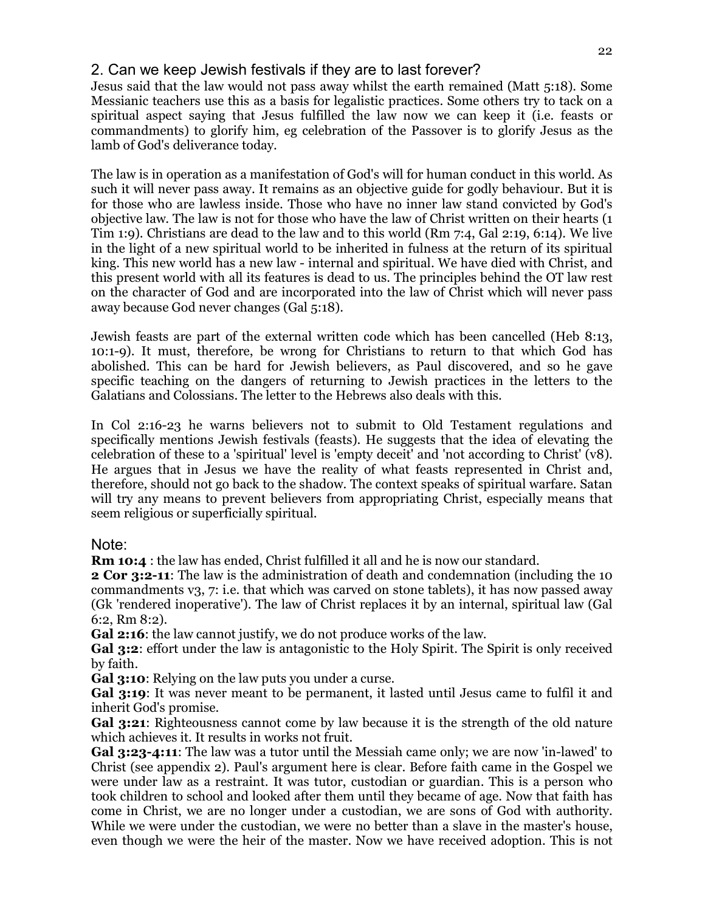## 2. Can we keep Jewish festivals if they are to last forever?

Jesus said that the law would not pass away whilst the earth remained (Matt 5:18). Some Messianic teachers use this as a basis for legalistic practices. Some others try to tack on a spiritual aspect saying that Jesus fulfilled the law now we can keep it (i.e. feasts or commandments) to glorify him, eg celebration of the Passover is to glorify Jesus as the lamb of God's deliverance today.

The law is in operation as a manifestation of God's will for human conduct in this world. As such it will never pass away. It remains as an objective guide for godly behaviour. But it is for those who are lawless inside. Those who have no inner law stand convicted by God's objective law. The law is not for those who have the law of Christ written on their hearts (1 Tim 1:9). Christians are dead to the law and to this world (Rm 7:4, Gal 2:19, 6:14). We live in the light of a new spiritual world to be inherited in fulness at the return of its spiritual king. This new world has a new law - internal and spiritual. We have died with Christ, and this present world with all its features is dead to us. The principles behind the OT law rest on the character of God and are incorporated into the law of Christ which will never pass away because God never changes (Gal 5:18).

Jewish feasts are part of the external written code which has been cancelled (Heb 8:13, 10:1-9). It must, therefore, be wrong for Christians to return to that which God has abolished. This can be hard for Jewish believers, as Paul discovered, and so he gave specific teaching on the dangers of returning to Jewish practices in the letters to the Galatians and Colossians. The letter to the Hebrews also deals with this.

In Col 2:16-23 he warns believers not to submit to Old Testament regulations and specifically mentions Jewish festivals (feasts). He suggests that the idea of elevating the celebration of these to a 'spiritual' level is 'empty deceit' and 'not according to Christ' (v8). He argues that in Jesus we have the reality of what feasts represented in Christ and, therefore, should not go back to the shadow. The context speaks of spiritual warfare. Satan will try any means to prevent believers from appropriating Christ, especially means that seem religious or superficially spiritual.

### Note:

**Rm 10:4** : the law has ended, Christ fulfilled it all and he is now our standard.

**2 Cor 3:2-11**: The law is the administration of death and condemnation (including the 10 commandments v3, 7: i.e. that which was carved on stone tablets), it has now passed away (Gk 'rendered inoperative'). The law of Christ replaces it by an internal, spiritual law (Gal 6:2, Rm 8:2).

**Gal 2:16**: the law cannot justify, we do not produce works of the law.

**Gal 3:2**: effort under the law is antagonistic to the Holy Spirit. The Spirit is only received by faith.

**Gal 3:10**: Relying on the law puts you under a curse.

**Gal 3:19**: It was never meant to be permanent, it lasted until Jesus came to fulfil it and inherit God's promise.

**Gal 3:21**: Righteousness cannot come by law because it is the strength of the old nature which achieves it. It results in works not fruit.

**Gal 3:23-4:11**: The law was a tutor until the Messiah came only; we are now 'in-lawed' to Christ (see appendix 2). Paul's argument here is clear. Before faith came in the Gospel we were under law as a restraint. It was tutor, custodian or guardian. This is a person who took children to school and looked after them until they became of age. Now that faith has come in Christ, we are no longer under a custodian, we are sons of God with authority. While we were under the custodian, we were no better than a slave in the master's house, even though we were the heir of the master. Now we have received adoption. This is not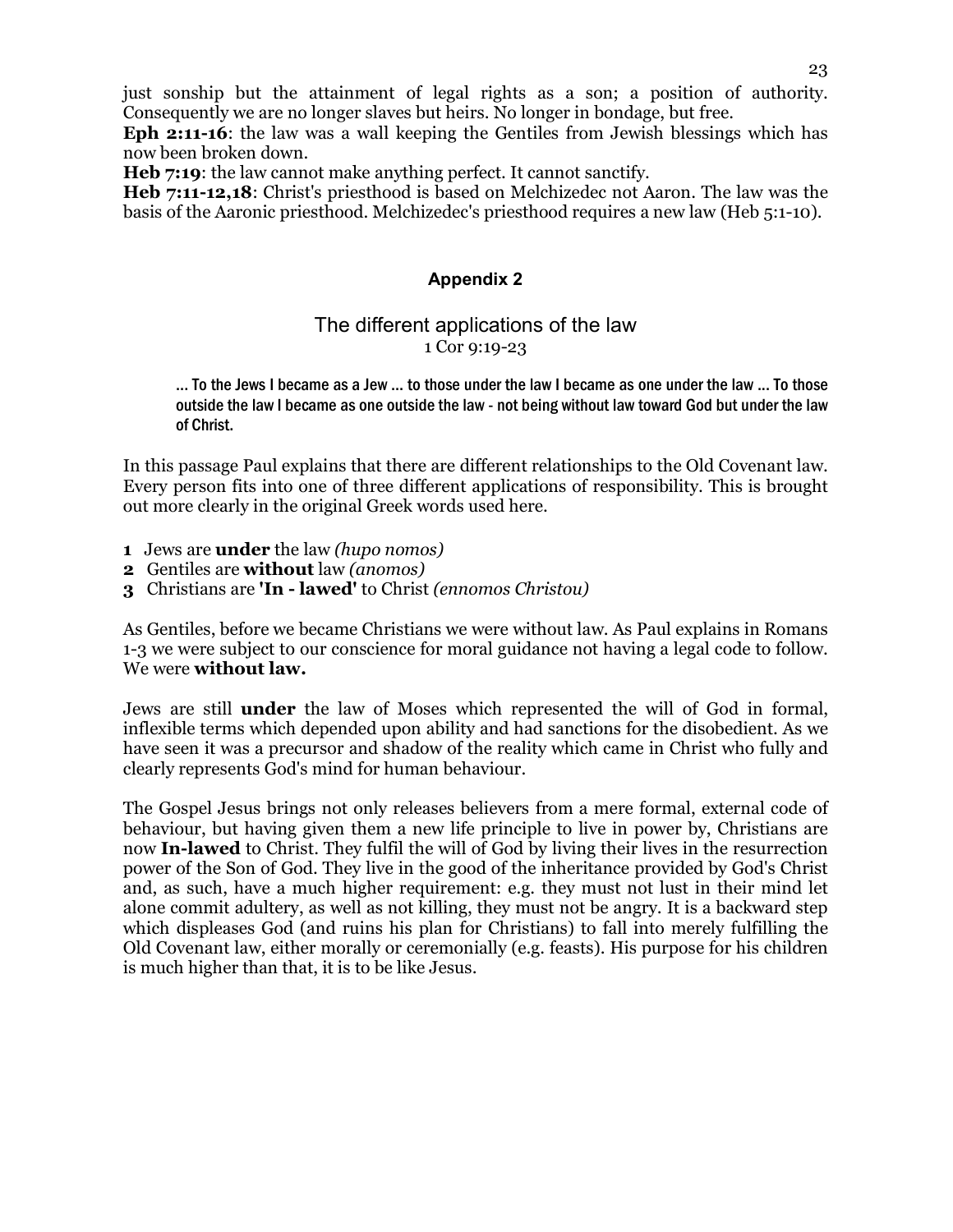just sonship but the attainment of legal rights as a son; a position of authority. Consequently we are no longer slaves but heirs. No longer in bondage, but free.

**Eph 2:11-16**: the law was a wall keeping the Gentiles from Jewish blessings which has now been broken down.

**Heb 7:19**: the law cannot make anything perfect. It cannot sanctify.

**Heb 7:11-12,18**: Christ's priesthood is based on Melchizedec not Aaron. The law was the basis of the Aaronic priesthood. Melchizedec's priesthood requires a new law (Heb 5:1-10).

## Appendix 2

### The different applications of the law

1 Cor 9:19-23

> … To the Jews I became as a Jew … to those under the law I became as one under the law … To those outside the law I became as one outside the law - not being without law toward God but under the law of Christ.

In this passage Paul explains that there are different relationships to the Old Covenant law. Every person fits into one of three different applications of responsibility. This is brought out more clearly in the original Greek words used here.

1. Jews are **under** the law *(hupo nomos)*
2. Gentiles are **without** law *(anomos)*
3. Christians are **'In - lawed'** to Christ *(ennomos Christou)*

As Gentiles, before we became Christians we were without law. As Paul explains in Romans 1-3 we were subject to our conscience for moral guidance not having a legal code to follow. We were **without law.**

Jews are still **under** the law of Moses which represented the will of God in formal, inflexible terms which depended upon ability and had sanctions for the disobedient. As we have seen it was a precursor and shadow of the reality which came in Christ who fully and clearly represents God's mind for human behaviour.

The Gospel Jesus brings not only releases believers from a mere formal, external code of behaviour, but having given them a new life principle to live in power by, Christians are now **In-lawed** to Christ. They fulfil the will of God by living their lives in the resurrection power of the Son of God. They live in the good of the inheritance provided by God's Christ and, as such, have a much higher requirement: e.g. they must not lust in their mind let alone commit adultery, as well as not killing, they must not be angry. It is a backward step which displeases God (and ruins his plan for Christians) to fall into merely fulfilling the Old Covenant law, either morally or ceremonially (e.g. feasts). His purpose for his children is much higher than that, it is to be like Jesus.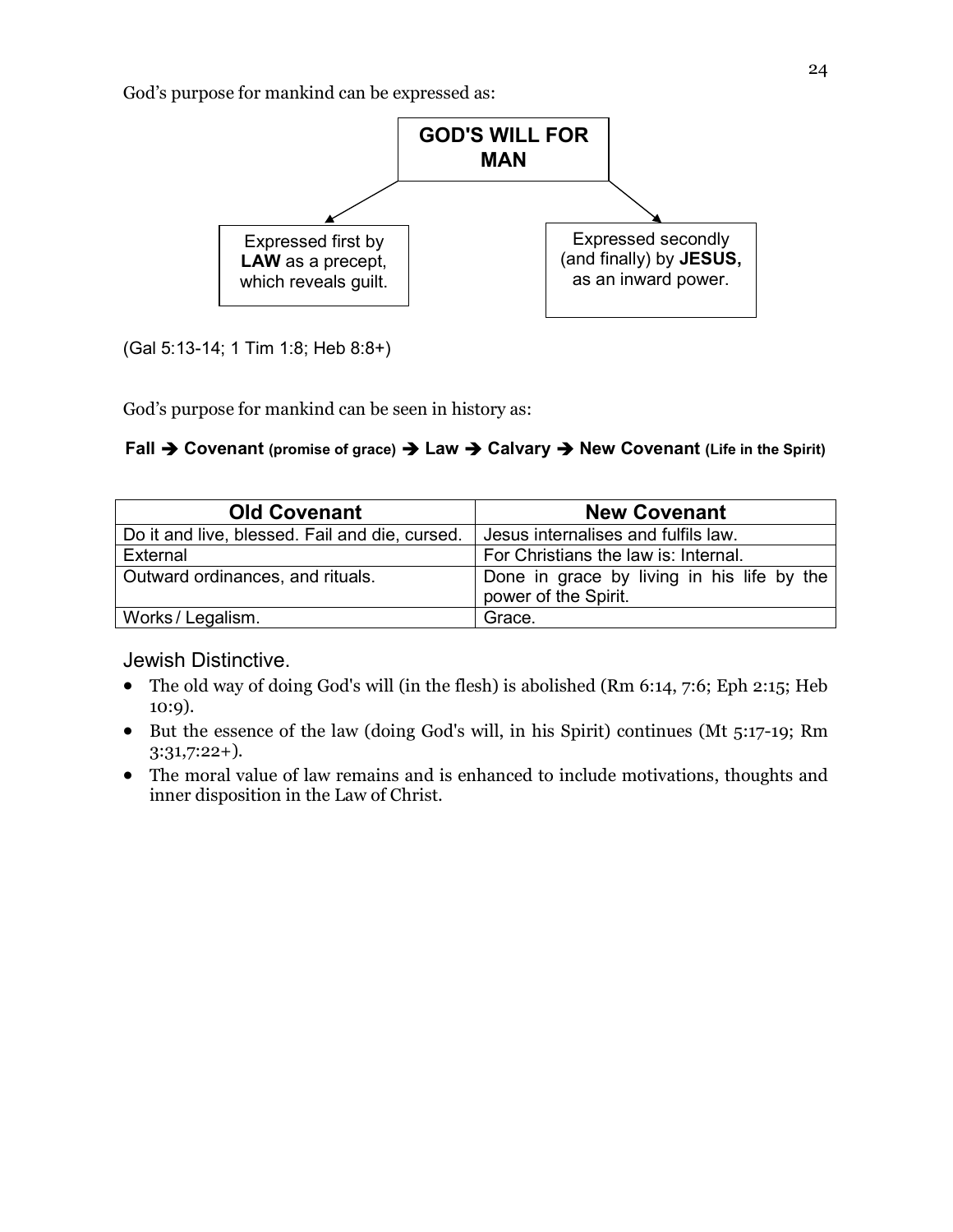God's purpose for mankind can be expressed as:

**GOD'S WILL FOR MAN**

- Expressed first by **LAW** as a precept, which reveals guilt.
- Expressed secondly (and finally) by **JESUS,** as an inward power.

(Gal 5:13-14; 1 Tim 1:8; Heb 8:8+)

God's purpose for mankind can be seen in history as:

**Fall ➔ Covenant (promise of grace) ➔ Law ➔ Calvary ➔ New Covenant (Life in the Spirit)**

| Old Covenant | New Covenant |
| --- | --- |
| Do it and live, blessed. Fail and die, cursed. | Jesus internalises and fulfils law. |
| External | For Christians the law is: Internal. |
| Outward ordinances, and rituals. | Done in grace by living in his life by the power of the Spirit. |
| Works / Legalism. | Grace. |

Jewish Distinctive.

- The old way of doing God's will (in the flesh) is abolished (Rm 6:14, 7:6; Eph 2:15; Heb 10:9).
- But the essence of the law (doing God's will, in his Spirit) continues (Mt 5:17-19; Rm 3:31,7:22+).
- The moral value of law remains and is enhanced to include motivations, thoughts and inner disposition in the Law of Christ.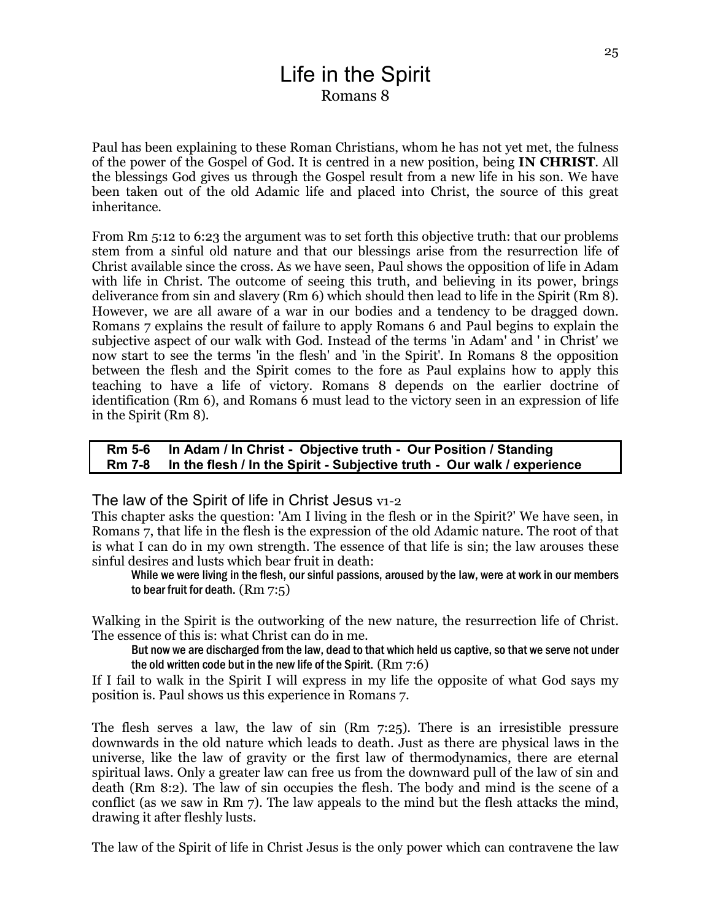# Life in the Spirit

Romans 8

Paul has been explaining to these Roman Christians, whom he has not yet met, the fulness of the power of the Gospel of God. It is centred in a new position, being **IN CHRIST**. All the blessings God gives us through the Gospel result from a new life in his son. We have been taken out of the old Adamic life and placed into Christ, the source of this great inheritance.

From Rm 5:12 to 6:23 the argument was to set forth this objective truth: that our problems stem from a sinful old nature and that our blessings arise from the resurrection life of Christ available since the cross. As we have seen, Paul shows the opposition of life in Adam with life in Christ. The outcome of seeing this truth, and believing in its power, brings deliverance from sin and slavery (Rm 6) which should then lead to life in the Spirit (Rm 8). However, we are all aware of a war in our bodies and a tendency to be dragged down. Romans 7 explains the result of failure to apply Romans 6 and Paul begins to explain the subjective aspect of our walk with God. Instead of the terms 'in Adam' and ' in Christ' we now start to see the terms 'in the flesh' and 'in the Spirit'. In Romans 8 the opposition between the flesh and the Spirit comes to the fore as Paul explains how to apply this teaching to have a life of victory. Romans 8 depends on the earlier doctrine of identification (Rm 6), and Romans 6 must lead to the victory seen in an expression of life in the Spirit (Rm 8).

| | |
|---|---|
| **Rm 5-6** | **In Adam / In Christ - Objective truth - Our Position / Standing** |
| **Rm 7-8** | **In the flesh / In the Spirit - Subjective truth - Our walk / experience** |

## The law of the Spirit of life in Christ Jesus v1-2

This chapter asks the question: 'Am I living in the flesh or in the Spirit?' We have seen, in Romans 7, that life in the flesh is the expression of the old Adamic nature. The root of that is what I can do in my own strength. The essence of that life is sin; the law arouses these sinful desires and lusts which bear fruit in death:

> While we were living in the flesh, our sinful passions, aroused by the law, were at work in our members to bear fruit for death. (Rm 7:5)

Walking in the Spirit is the outworking of the new nature, the resurrection life of Christ. The essence of this is: what Christ can do in me.

> But now we are discharged from the law, dead to that which held us captive, so that we serve not under the old written code but in the new life of the Spirit. (Rm 7:6)

If I fail to walk in the Spirit I will express in my life the opposite of what God says my position is. Paul shows us this experience in Romans 7.

The flesh serves a law, the law of sin (Rm 7:25). There is an irresistible pressure downwards in the old nature which leads to death. Just as there are physical laws in the universe, like the law of gravity or the first law of thermodynamics, there are eternal spiritual laws. Only a greater law can free us from the downward pull of the law of sin and death (Rm 8:2). The law of sin occupies the flesh. The body and mind is the scene of a conflict (as we saw in Rm 7). The law appeals to the mind but the flesh attacks the mind, drawing it after fleshly lusts.

The law of the Spirit of life in Christ Jesus is the only power which can contravene the law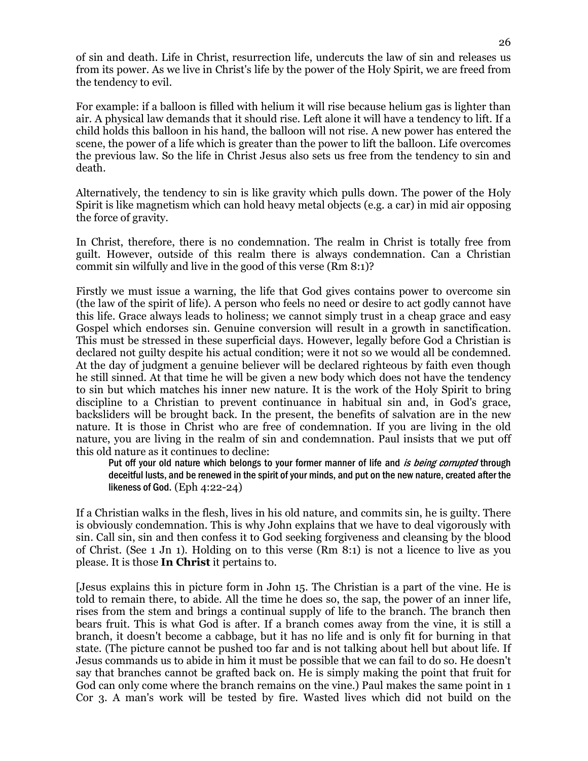of sin and death. Life in Christ, resurrection life, undercuts the law of sin and releases us from its power. As we live in Christ's life by the power of the Holy Spirit, we are freed from the tendency to evil.

For example: if a balloon is filled with helium it will rise because helium gas is lighter than air. A physical law demands that it should rise. Left alone it will have a tendency to lift. If a child holds this balloon in his hand, the balloon will not rise. A new power has entered the scene, the power of a life which is greater than the power to lift the balloon. Life overcomes the previous law. So the life in Christ Jesus also sets us free from the tendency to sin and death.

Alternatively, the tendency to sin is like gravity which pulls down. The power of the Holy Spirit is like magnetism which can hold heavy metal objects (e.g. a car) in mid air opposing the force of gravity.

In Christ, therefore, there is no condemnation. The realm in Christ is totally free from guilt. However, outside of this realm there is always condemnation. Can a Christian commit sin wilfully and live in the good of this verse (Rm 8:1)?

Firstly we must issue a warning, the life that God gives contains power to overcome sin (the law of the spirit of life). A person who feels no need or desire to act godly cannot have this life. Grace always leads to holiness; we cannot simply trust in a cheap grace and easy Gospel which endorses sin. Genuine conversion will result in a growth in sanctification. This must be stressed in these superficial days. However, legally before God a Christian is declared not guilty despite his actual condition; were it not so we would all be condemned. At the day of judgment a genuine believer will be declared righteous by faith even though he still sinned. At that time he will be given a new body which does not have the tendency to sin but which matches his inner new nature. It is the work of the Holy Spirit to bring discipline to a Christian to prevent continuance in habitual sin and, in God's grace, backsliders will be brought back. In the present, the benefits of salvation are in the new nature. It is those in Christ who are free of condemnation. If you are living in the old nature, you are living in the realm of sin and condemnation. Paul insists that we put off this old nature as it continues to decline:

> Put off your old nature which belongs to your former manner of life and *is being corrupted* through deceitful lusts, and be renewed in the spirit of your minds, and put on the new nature, created after the likeness of God. (Eph 4:22-24)

If a Christian walks in the flesh, lives in his old nature, and commits sin, he is guilty. There is obviously condemnation. This is why John explains that we have to deal vigorously with sin. Call sin, sin and then confess it to God seeking forgiveness and cleansing by the blood of Christ. (See 1 Jn 1). Holding on to this verse (Rm 8:1) is not a licence to live as you please. It is those **In Christ** it pertains to.

[Jesus explains this in picture form in John 15. The Christian is a part of the vine. He is told to remain there, to abide. All the time he does so, the sap, the power of an inner life, rises from the stem and brings a continual supply of life to the branch. The branch then bears fruit. This is what God is after. If a branch comes away from the vine, it is still a branch, it doesn't become a cabbage, but it has no life and is only fit for burning in that state. (The picture cannot be pushed too far and is not talking about hell but about life. If Jesus commands us to abide in him it must be possible that we can fail to do so. He doesn't say that branches cannot be grafted back on. He is simply making the point that fruit for God can only come where the branch remains on the vine.) Paul makes the same point in 1 Cor 3. A man's work will be tested by fire. Wasted lives which did not build on the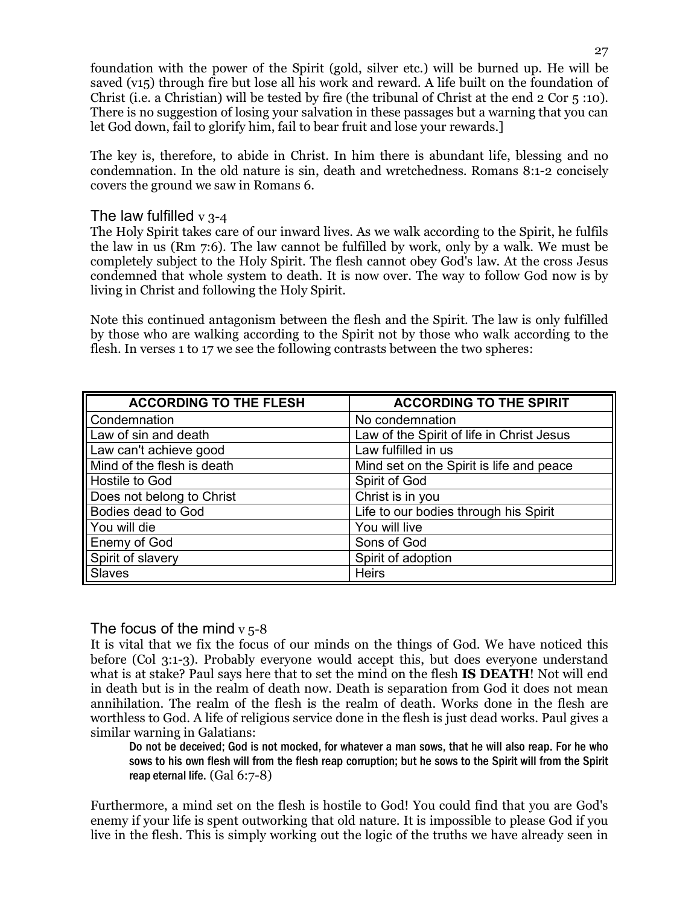foundation with the power of the Spirit (gold, silver etc.) will be burned up. He will be saved (v15) through fire but lose all his work and reward. A life built on the foundation of Christ (i.e. a Christian) will be tested by fire (the tribunal of Christ at the end 2 Cor 5 :10). There is no suggestion of losing your salvation in these passages but a warning that you can let God down, fail to glorify him, fail to bear fruit and lose your rewards.]

The key is, therefore, to abide in Christ. In him there is abundant life, blessing and no condemnation. In the old nature is sin, death and wretchedness. Romans 8:1-2 concisely covers the ground we saw in Romans 6.

## The law fulfilled v 3-4

The Holy Spirit takes care of our inward lives. As we walk according to the Spirit, he fulfils the law in us (Rm 7:6). The law cannot be fulfilled by work, only by a walk. We must be completely subject to the Holy Spirit. The flesh cannot obey God's law. At the cross Jesus condemned that whole system to death. It is now over. The way to follow God now is by living in Christ and following the Holy Spirit.

Note this continued antagonism between the flesh and the Spirit. The law is only fulfilled by those who are walking according to the Spirit not by those who walk according to the flesh. In verses 1 to 17 we see the following contrasts between the two spheres:

| ACCORDING TO THE FLESH | ACCORDING TO THE SPIRIT |
|---|---|
| Condemnation | No condemnation |
| Law of sin and death | Law of the Spirit of life in Christ Jesus |
| Law can't achieve good | Law fulfilled in us |
| Mind of the flesh is death | Mind set on the Spirit is life and peace |
| Hostile to God | Spirit of God |
| Does not belong to Christ | Christ is in you |
| Bodies dead to God | Life to our bodies through his Spirit |
| You will die | You will live |
| Enemy of God | Sons of God |
| Spirit of slavery | Spirit of adoption |
| Slaves | Heirs |

## The focus of the mind v 5-8

It is vital that we fix the focus of our minds on the things of God. We have noticed this before (Col 3:1-3). Probably everyone would accept this, but does everyone understand what is at stake? Paul says here that to set the mind on the flesh **IS DEATH**! Not will end in death but is in the realm of death now. Death is separation from God it does not mean annihilation. The realm of the flesh is the realm of death. Works done in the flesh are worthless to God. A life of religious service done in the flesh is just dead works. Paul gives a similar warning in Galatians:

> Do not be deceived; God is not mocked, for whatever a man sows, that he will also reap. For he who sows to his own flesh will from the flesh reap corruption; but he sows to the Spirit will from the Spirit reap eternal life. (Gal 6:7-8)

Furthermore, a mind set on the flesh is hostile to God! You could find that you are God's enemy if your life is spent outworking that old nature. It is impossible to please God if you live in the flesh. This is simply working out the logic of the truths we have already seen in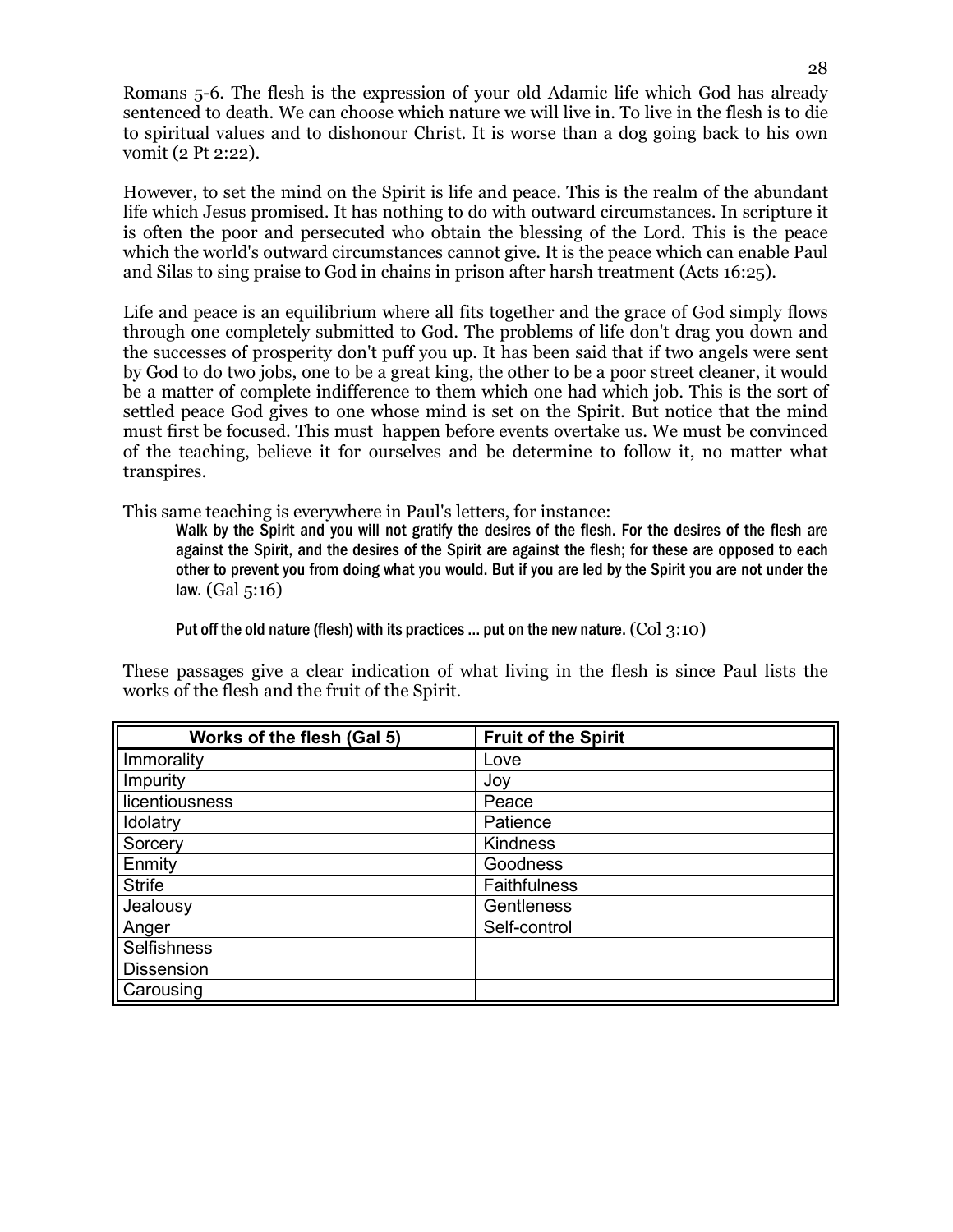Romans 5-6. The flesh is the expression of your old Adamic life which God has already sentenced to death. We can choose which nature we will live in. To live in the flesh is to die to spiritual values and to dishonour Christ. It is worse than a dog going back to his own vomit (2 Pt 2:22).

However, to set the mind on the Spirit is life and peace. This is the realm of the abundant life which Jesus promised. It has nothing to do with outward circumstances. In scripture it is often the poor and persecuted who obtain the blessing of the Lord. This is the peace which the world's outward circumstances cannot give. It is the peace which can enable Paul and Silas to sing praise to God in chains in prison after harsh treatment (Acts 16:25).

Life and peace is an equilibrium where all fits together and the grace of God simply flows through one completely submitted to God. The problems of life don't drag you down and the successes of prosperity don't puff you up. It has been said that if two angels were sent by God to do two jobs, one to be a great king, the other to be a poor street cleaner, it would be a matter of complete indifference to them which one had which job. This is the sort of settled peace God gives to one whose mind is set on the Spirit. But notice that the mind must first be focused. This must happen before events overtake us. We must be convinced of the teaching, believe it for ourselves and be determine to follow it, no matter what transpires.

This same teaching is everywhere in Paul's letters, for instance:

> Walk by the Spirit and you will not gratify the desires of the flesh. For the desires of the flesh are against the Spirit, and the desires of the Spirit are against the flesh; for these are opposed to each other to prevent you from doing what you would. But if you are led by the Spirit you are not under the law. (Gal 5:16)
>
> Put off the old nature (flesh) with its practices ... put on the new nature. (Col 3:10)

These passages give a clear indication of what living in the flesh is since Paul lists the works of the flesh and the fruit of the Spirit.

| Works of the flesh (Gal 5) | Fruit of the Spirit |
|---|---|
| Immorality | Love |
| Impurity | Joy |
| licentiousness | Peace |
| Idolatry | Patience |
| Sorcery | Kindness |
| Enmity | Goodness |
| Strife | Faithfulness |
| Jealousy | Gentleness |
| Anger | Self-control |
| Selfishness | |
| Dissension | |
| Carousing | |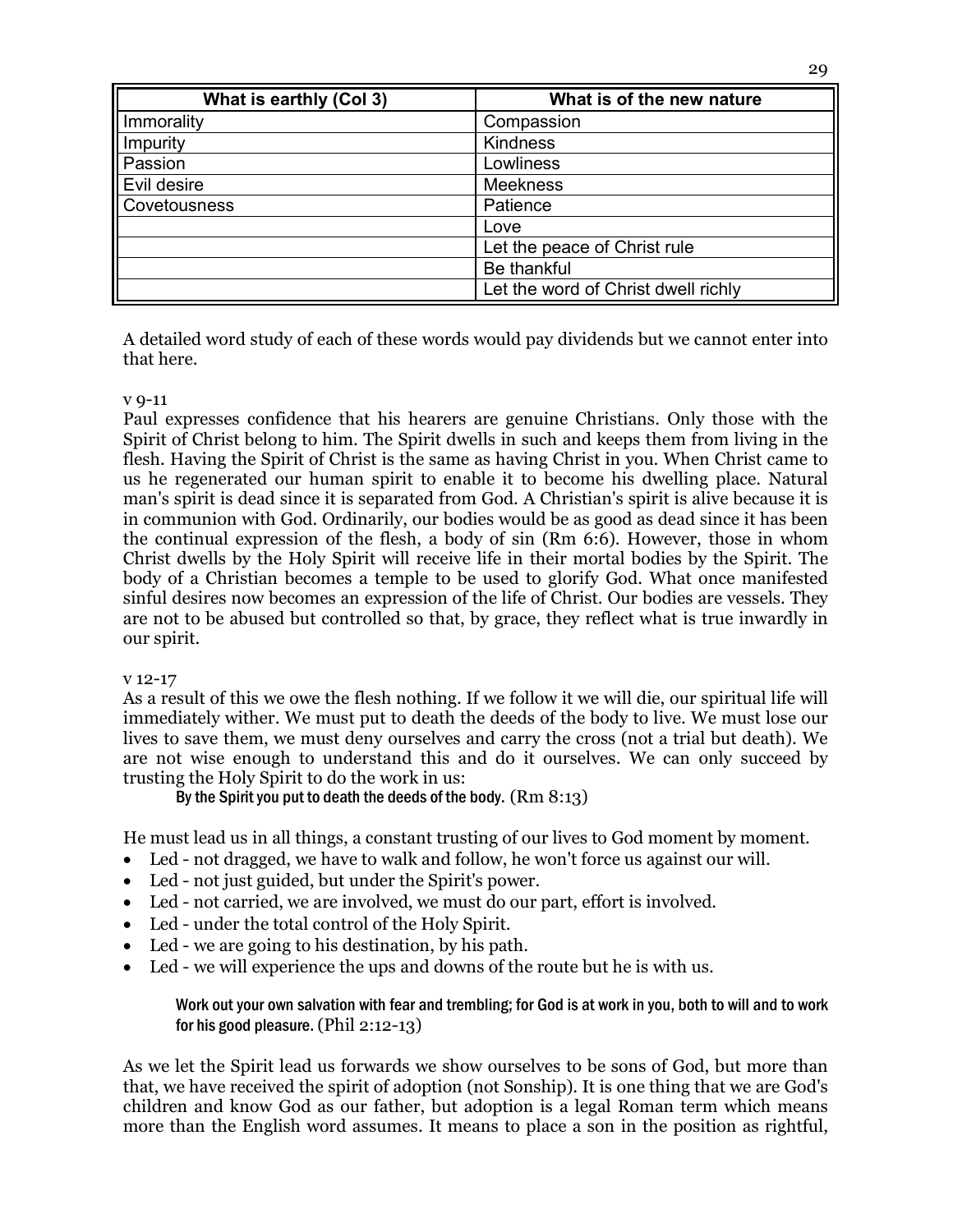| What is earthly (Col 3) | What is of the new nature |
| --- | --- |
| Immorality | Compassion |
| Impurity | Kindness |
| Passion | Lowliness |
| Evil desire | Meekness |
| Covetousness | Patience |
| | Love |
| | Let the peace of Christ rule |
| | Be thankful |
| | Let the word of Christ dwell richly |

A detailed word study of each of these words would pay dividends but we cannot enter into that here.

v 9-11

Paul expresses confidence that his hearers are genuine Christians. Only those with the Spirit of Christ belong to him. The Spirit dwells in such and keeps them from living in the flesh. Having the Spirit of Christ is the same as having Christ in you. When Christ came to us he regenerated our human spirit to enable it to become his dwelling place. Natural man's spirit is dead since it is separated from God. A Christian's spirit is alive because it is in communion with God. Ordinarily, our bodies would be as good as dead since it has been the continual expression of the flesh, a body of sin (Rm 6:6). However, those in whom Christ dwells by the Holy Spirit will receive life in their mortal bodies by the Spirit. The body of a Christian becomes a temple to be used to glorify God. What once manifested sinful desires now becomes an expression of the life of Christ. Our bodies are vessels. They are not to be abused but controlled so that, by grace, they reflect what is true inwardly in our spirit.

v 12-17

As a result of this we owe the flesh nothing. If we follow it we will die, our spiritual life will immediately wither. We must put to death the deeds of the body to live. We must lose our lives to save them, we must deny ourselves and carry the cross (not a trial but death). We are not wise enough to understand this and do it ourselves. We can only succeed by trusting the Holy Spirit to do the work in us:

> By the Spirit you put to death the deeds of the body. (Rm 8:13)

He must lead us in all things, a constant trusting of our lives to God moment by moment.

- Led - not dragged, we have to walk and follow, he won't force us against our will.
- Led - not just guided, but under the Spirit's power.
- Led - not carried, we are involved, we must do our part, effort is involved.
- Led - under the total control of the Holy Spirit.
- Led - we are going to his destination, by his path.
- Led - we will experience the ups and downs of the route but he is with us.

> Work out your own salvation with fear and trembling; for God is at work in you, both to will and to work for his good pleasure. (Phil 2:12-13)

As we let the Spirit lead us forwards we show ourselves to be sons of God, but more than that, we have received the spirit of adoption (not Sonship). It is one thing that we are God's children and know God as our father, but adoption is a legal Roman term which means more than the English word assumes. It means to place a son in the position as rightful,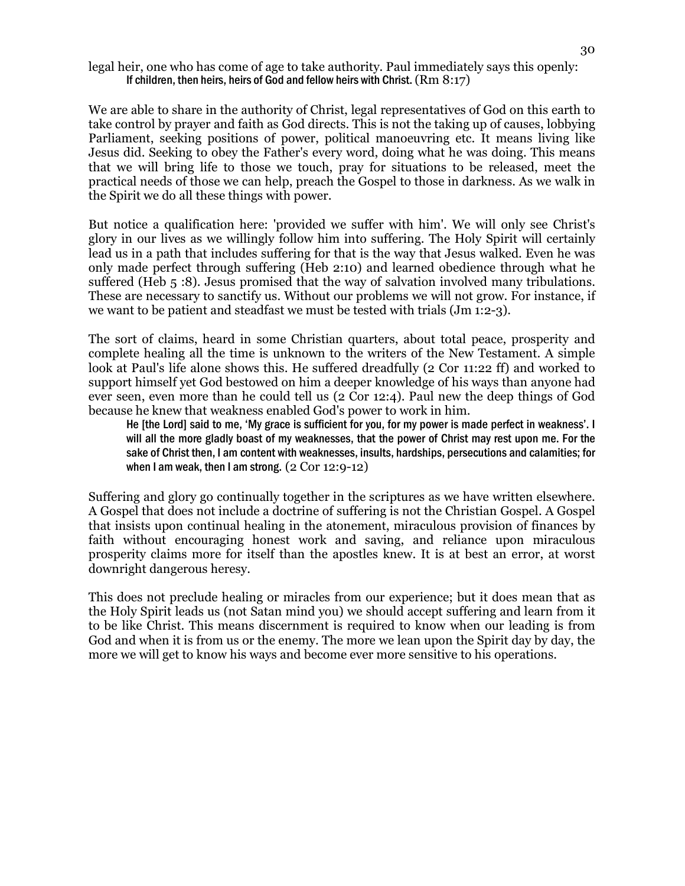legal heir, one who has come of age to take authority. Paul immediately says this openly:

> If children, then heirs, heirs of God and fellow heirs with Christ. (Rm 8:17)

We are able to share in the authority of Christ, legal representatives of God on this earth to take control by prayer and faith as God directs. This is not the taking up of causes, lobbying Parliament, seeking positions of power, political manoeuvring etc. It means living like Jesus did. Seeking to obey the Father's every word, doing what he was doing. This means that we will bring life to those we touch, pray for situations to be released, meet the practical needs of those we can help, preach the Gospel to those in darkness. As we walk in the Spirit we do all these things with power.

But notice a qualification here: 'provided we suffer with him'. We will only see Christ's glory in our lives as we willingly follow him into suffering. The Holy Spirit will certainly lead us in a path that includes suffering for that is the way that Jesus walked. Even he was only made perfect through suffering (Heb 2:10) and learned obedience through what he suffered (Heb 5 :8). Jesus promised that the way of salvation involved many tribulations. These are necessary to sanctify us. Without our problems we will not grow. For instance, if we want to be patient and steadfast we must be tested with trials (Jm 1:2-3).

The sort of claims, heard in some Christian quarters, about total peace, prosperity and complete healing all the time is unknown to the writers of the New Testament. A simple look at Paul's life alone shows this. He suffered dreadfully (2 Cor 11:22 ff) and worked to support himself yet God bestowed on him a deeper knowledge of his ways than anyone had ever seen, even more than he could tell us (2 Cor 12:4). Paul new the deep things of God because he knew that weakness enabled God's power to work in him.

> He [the Lord] said to me, 'My grace is sufficient for you, for my power is made perfect in weakness'. I will all the more gladly boast of my weaknesses, that the power of Christ may rest upon me. For the sake of Christ then, I am content with weaknesses, insults, hardships, persecutions and calamities; for when I am weak, then I am strong. (2 Cor 12:9-12)

Suffering and glory go continually together in the scriptures as we have written elsewhere. A Gospel that does not include a doctrine of suffering is not the Christian Gospel. A Gospel that insists upon continual healing in the atonement, miraculous provision of finances by faith without encouraging honest work and saving, and reliance upon miraculous prosperity claims more for itself than the apostles knew. It is at best an error, at worst downright dangerous heresy.

This does not preclude healing or miracles from our experience; but it does mean that as the Holy Spirit leads us (not Satan mind you) we should accept suffering and learn from it to be like Christ. This means discernment is required to know when our leading is from God and when it is from us or the enemy. The more we lean upon the Spirit day by day, the more we will get to know his ways and become ever more sensitive to his operations.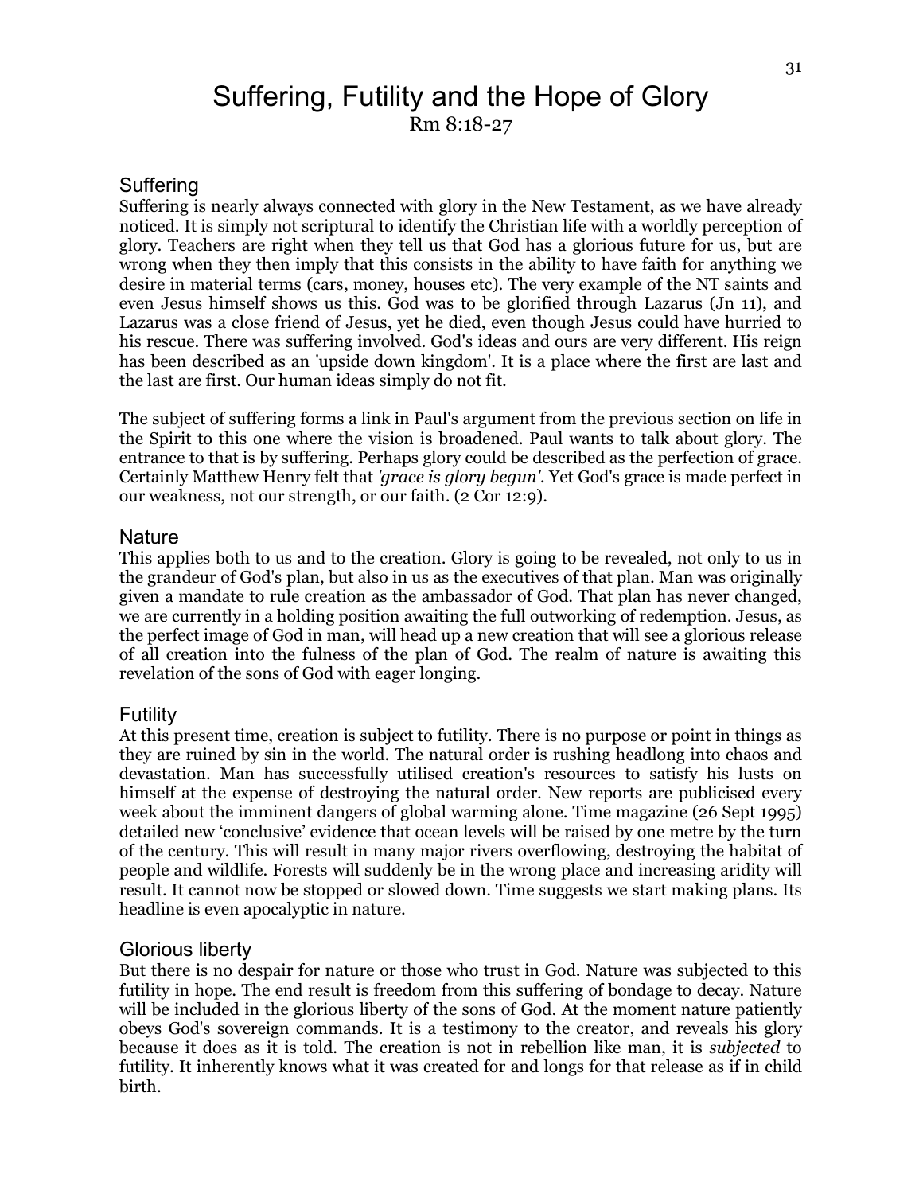# Suffering, Futility and the Hope of Glory

Rm 8:18-27

## Suffering

Suffering is nearly always connected with glory in the New Testament, as we have already noticed. It is simply not scriptural to identify the Christian life with a worldly perception of glory. Teachers are right when they tell us that God has a glorious future for us, but are wrong when they then imply that this consists in the ability to have faith for anything we desire in material terms (cars, money, houses etc). The very example of the NT saints and even Jesus himself shows us this. God was to be glorified through Lazarus (Jn 11), and Lazarus was a close friend of Jesus, yet he died, even though Jesus could have hurried to his rescue. There was suffering involved. God's ideas and ours are very different. His reign has been described as an 'upside down kingdom'. It is a place where the first are last and the last are first. Our human ideas simply do not fit.

The subject of suffering forms a link in Paul's argument from the previous section on life in the Spirit to this one where the vision is broadened. Paul wants to talk about glory. The entrance to that is by suffering. Perhaps glory could be described as the perfection of grace. Certainly Matthew Henry felt that *'grace is glory begun'*. Yet God's grace is made perfect in our weakness, not our strength, or our faith. (2 Cor 12:9).

## Nature

This applies both to us and to the creation. Glory is going to be revealed, not only to us in the grandeur of God's plan, but also in us as the executives of that plan. Man was originally given a mandate to rule creation as the ambassador of God. That plan has never changed, we are currently in a holding position awaiting the full outworking of redemption. Jesus, as the perfect image of God in man, will head up a new creation that will see a glorious release of all creation into the fulness of the plan of God. The realm of nature is awaiting this revelation of the sons of God with eager longing.

## Futility

At this present time, creation is subject to futility. There is no purpose or point in things as they are ruined by sin in the world. The natural order is rushing headlong into chaos and devastation. Man has successfully utilised creation's resources to satisfy his lusts on himself at the expense of destroying the natural order. New reports are publicised every week about the imminent dangers of global warming alone. Time magazine (26 Sept 1995) detailed new 'conclusive' evidence that ocean levels will be raised by one metre by the turn of the century. This will result in many major rivers overflowing, destroying the habitat of people and wildlife. Forests will suddenly be in the wrong place and increasing aridity will result. It cannot now be stopped or slowed down. Time suggests we start making plans. Its headline is even apocalyptic in nature.

## Glorious liberty

But there is no despair for nature or those who trust in God. Nature was subjected to this futility in hope. The end result is freedom from this suffering of bondage to decay. Nature will be included in the glorious liberty of the sons of God. At the moment nature patiently obeys God's sovereign commands. It is a testimony to the creator, and reveals his glory because it does as it is told. The creation is not in rebellion like man, it is *subjected* to futility. It inherently knows what it was created for and longs for that release as if in child birth.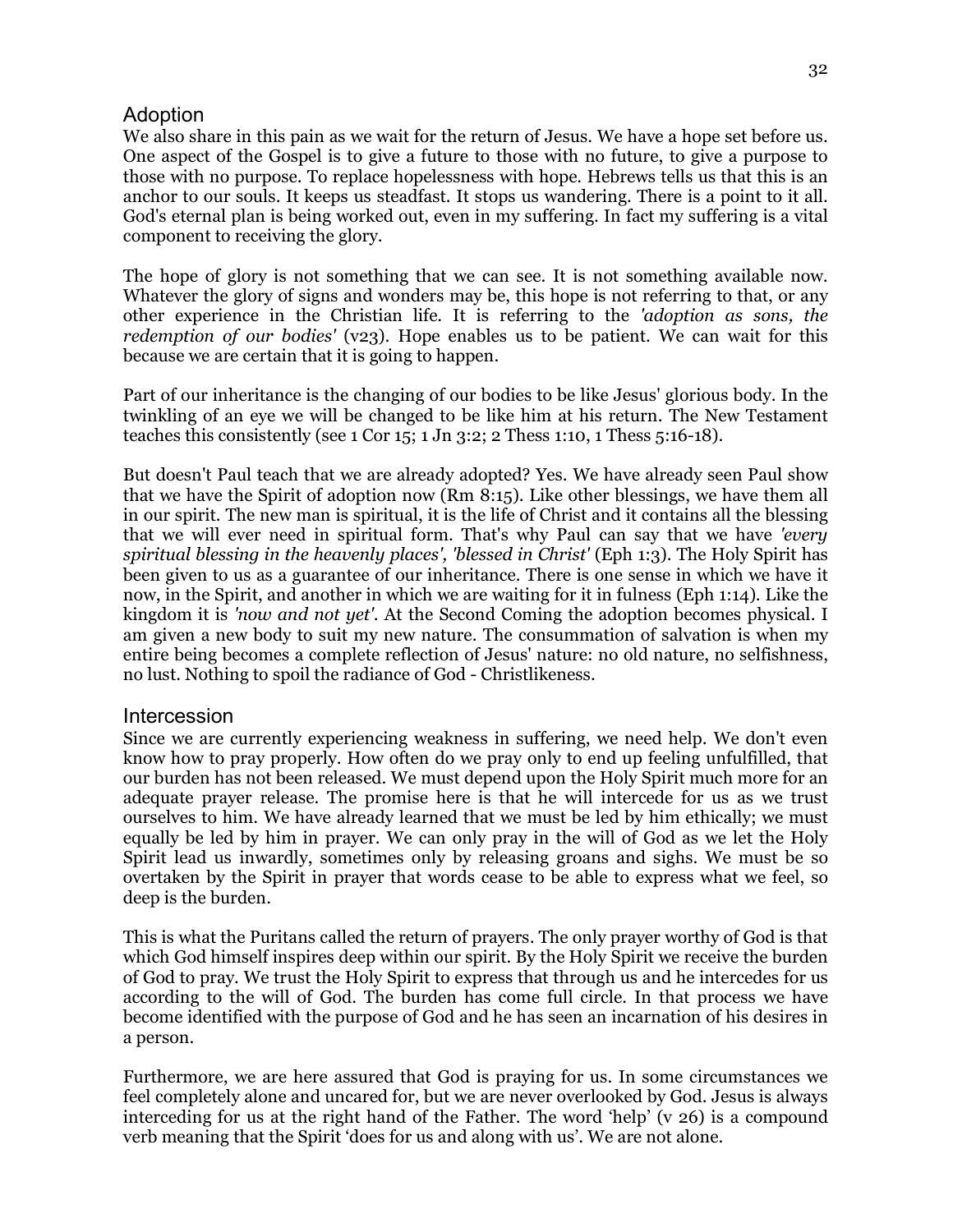## Adoption

We also share in this pain as we wait for the return of Jesus. We have a hope set before us. One aspect of the Gospel is to give a future to those with no future, to give a purpose to those with no purpose. To replace hopelessness with hope. Hebrews tells us that this is an anchor to our souls. It keeps us steadfast. It stops us wandering. There is a point to it all. God's eternal plan is being worked out, even in my suffering. In fact my suffering is a vital component to receiving the glory.

The hope of glory is not something that we can see. It is not something available now. Whatever the glory of signs and wonders may be, this hope is not referring to that, or any other experience in the Christian life. It is referring to the *'adoption as sons, the redemption of our bodies'* (v23). Hope enables us to be patient. We can wait for this because we are certain that it is going to happen.

Part of our inheritance is the changing of our bodies to be like Jesus' glorious body. In the twinkling of an eye we will be changed to be like him at his return. The New Testament teaches this consistently (see 1 Cor 15; 1 Jn 3:2; 2 Thess 1:10, 1 Thess 5:16-18).

But doesn't Paul teach that we are already adopted? Yes. We have already seen Paul show that we have the Spirit of adoption now (Rm 8:15). Like other blessings, we have them all in our spirit. The new man is spiritual, it is the life of Christ and it contains all the blessing that we will ever need in spiritual form. That's why Paul can say that we have *'every spiritual blessing in the heavenly places', 'blessed in Christ'* (Eph 1:3). The Holy Spirit has been given to us as a guarantee of our inheritance. There is one sense in which we have it now, in the Spirit, and another in which we are waiting for it in fulness (Eph 1:14). Like the kingdom it is *'now and not yet'*. At the Second Coming the adoption becomes physical. I am given a new body to suit my new nature. The consummation of salvation is when my entire being becomes a complete reflection of Jesus' nature: no old nature, no selfishness, no lust. Nothing to spoil the radiance of God - Christlikeness.

## Intercession

Since we are currently experiencing weakness in suffering, we need help. We don't even know how to pray properly. How often do we pray only to end up feeling unfulfilled, that our burden has not been released. We must depend upon the Holy Spirit much more for an adequate prayer release. The promise here is that he will intercede for us as we trust ourselves to him. We have already learned that we must be led by him ethically; we must equally be led by him in prayer. We can only pray in the will of God as we let the Holy Spirit lead us inwardly, sometimes only by releasing groans and sighs. We must be so overtaken by the Spirit in prayer that words cease to be able to express what we feel, so deep is the burden.

This is what the Puritans called the return of prayers. The only prayer worthy of God is that which God himself inspires deep within our spirit. By the Holy Spirit we receive the burden of God to pray. We trust the Holy Spirit to express that through us and he intercedes for us according to the will of God. The burden has come full circle. In that process we have become identified with the purpose of God and he has seen an incarnation of his desires in a person.

Furthermore, we are here assured that God is praying for us. In some circumstances we feel completely alone and uncared for, but we are never overlooked by God. Jesus is always interceding for us at the right hand of the Father. The word 'help' (v 26) is a compound verb meaning that the Spirit 'does for us and along with us'. We are not alone.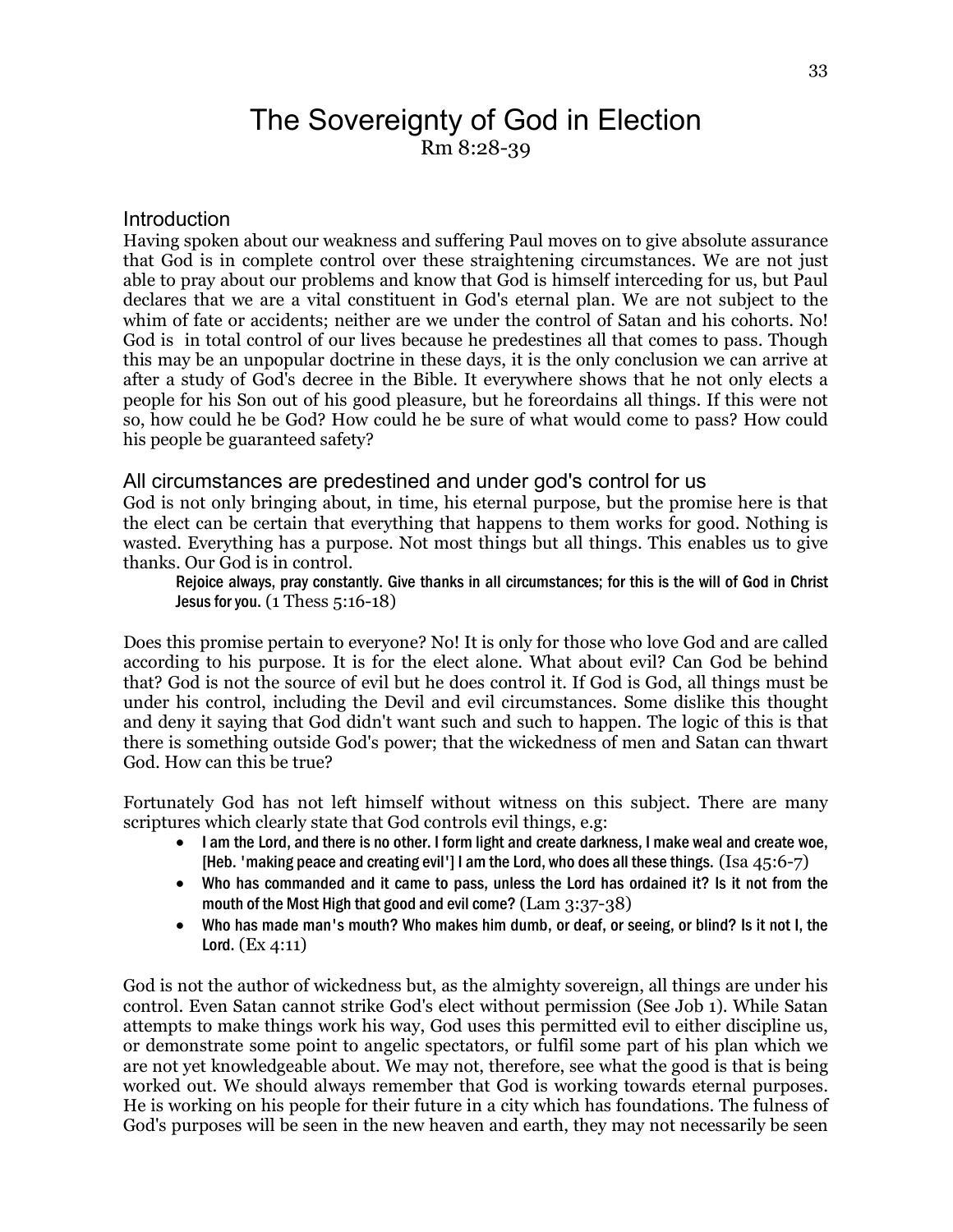# The Sovereignty of God in Election

Rm 8:28-39

## Introduction

Having spoken about our weakness and suffering Paul moves on to give absolute assurance that God is in complete control over these straightening circumstances. We are not just able to pray about our problems and know that God is himself interceding for us, but Paul declares that we are a vital constituent in God's eternal plan. We are not subject to the whim of fate or accidents; neither are we under the control of Satan and his cohorts. No! God is in total control of our lives because he predestines all that comes to pass. Though this may be an unpopular doctrine in these days, it is the only conclusion we can arrive at after a study of God's decree in the Bible. It everywhere shows that he not only elects a people for his Son out of his good pleasure, but he foreordains all things. If this were not so, how could he be God? How could he be sure of what would come to pass? How could his people be guaranteed safety?

## All circumstances are predestined and under god's control for us

God is not only bringing about, in time, his eternal purpose, but the promise here is that the elect can be certain that everything that happens to them works for good. Nothing is wasted. Everything has a purpose. Not most things but all things. This enables us to give thanks. Our God is in control.

> Rejoice always, pray constantly. Give thanks in all circumstances; for this is the will of God in Christ Jesus for you. (1 Thess 5:16-18)

Does this promise pertain to everyone? No! It is only for those who love God and are called according to his purpose. It is for the elect alone. What about evil? Can God be behind that? God is not the source of evil but he does control it. If God is God, all things must be under his control, including the Devil and evil circumstances. Some dislike this thought and deny it saying that God didn't want such and such to happen. The logic of this is that there is something outside God's power; that the wickedness of men and Satan can thwart God. How can this be true?

Fortunately God has not left himself without witness on this subject. There are many scriptures which clearly state that God controls evil things, e.g:

- I am the Lord, and there is no other. I form light and create darkness, I make weal and create woe, [Heb. 'making peace and creating evil'] I am the Lord, who does all these things. (Isa 45:6-7)
- Who has commanded and it came to pass, unless the Lord has ordained it? Is it not from the mouth of the Most High that good and evil come? (Lam 3:37-38)
- Who has made man's mouth? Who makes him dumb, or deaf, or seeing, or blind? Is it not I, the Lord. (Ex 4:11)

God is not the author of wickedness but, as the almighty sovereign, all things are under his control. Even Satan cannot strike God's elect without permission (See Job 1). While Satan attempts to make things work his way, God uses this permitted evil to either discipline us, or demonstrate some point to angelic spectators, or fulfil some part of his plan which we are not yet knowledgeable about. We may not, therefore, see what the good is that is being worked out. We should always remember that God is working towards eternal purposes. He is working on his people for their future in a city which has foundations. The fulness of God's purposes will be seen in the new heaven and earth, they may not necessarily be seen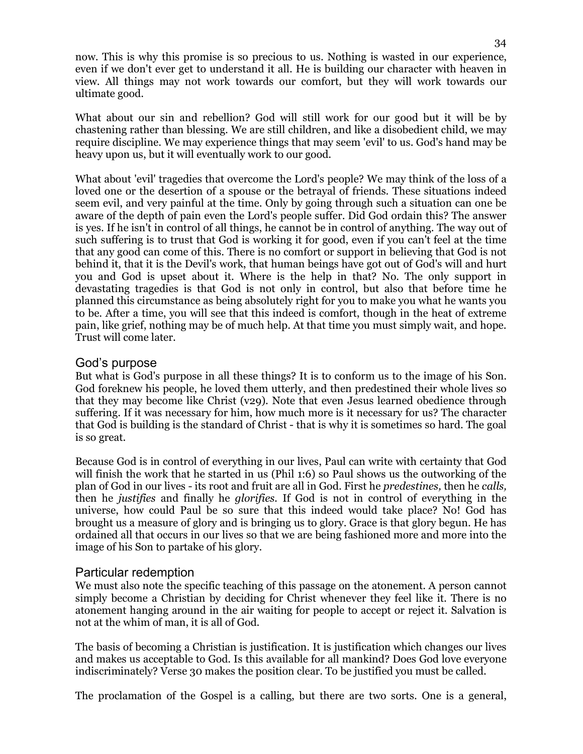now. This is why this promise is so precious to us. Nothing is wasted in our experience, even if we don't ever get to understand it all. He is building our character with heaven in view. All things may not work towards our comfort, but they will work towards our ultimate good.

What about our sin and rebellion? God will still work for our good but it will be by chastening rather than blessing. We are still children, and like a disobedient child, we may require discipline. We may experience things that may seem 'evil' to us. God's hand may be heavy upon us, but it will eventually work to our good.

What about 'evil' tragedies that overcome the Lord's people? We may think of the loss of a loved one or the desertion of a spouse or the betrayal of friends. These situations indeed seem evil, and very painful at the time. Only by going through such a situation can one be aware of the depth of pain even the Lord's people suffer. Did God ordain this? The answer is yes. If he isn't in control of all things, he cannot be in control of anything. The way out of such suffering is to trust that God is working it for good, even if you can't feel at the time that any good can come of this. There is no comfort or support in believing that God is not behind it, that it is the Devil's work, that human beings have got out of God's will and hurt you and God is upset about it. Where is the help in that? No. The only support in devastating tragedies is that God is not only in control, but also that before time he planned this circumstance as being absolutely right for you to make you what he wants you to be. After a time, you will see that this indeed is comfort, though in the heat of extreme pain, like grief, nothing may be of much help. At that time you must simply wait, and hope. Trust will come later.

## God's purpose

But what is God's purpose in all these things? It is to conform us to the image of his Son. God foreknew his people, he loved them utterly, and then predestined their whole lives so that they may become like Christ (v29). Note that even Jesus learned obedience through suffering. If it was necessary for him, how much more is it necessary for us? The character that God is building is the standard of Christ - that is why it is sometimes so hard. The goal is so great.

Because God is in control of everything in our lives, Paul can write with certainty that God will finish the work that he started in us (Phil 1:6) so Paul shows us the outworking of the plan of God in our lives - its root and fruit are all in God. First he *predestines,* then he *calls,* then he *justifies* and finally he *glorifies.* If God is not in control of everything in the universe, how could Paul be so sure that this indeed would take place? No! God has brought us a measure of glory and is bringing us to glory. Grace is that glory begun. He has ordained all that occurs in our lives so that we are being fashioned more and more into the image of his Son to partake of his glory.

## Particular redemption

We must also note the specific teaching of this passage on the atonement. A person cannot simply become a Christian by deciding for Christ whenever they feel like it. There is no atonement hanging around in the air waiting for people to accept or reject it. Salvation is not at the whim of man, it is all of God.

The basis of becoming a Christian is justification. It is justification which changes our lives and makes us acceptable to God. Is this available for all mankind? Does God love everyone indiscriminately? Verse 30 makes the position clear. To be justified you must be called.

The proclamation of the Gospel is a calling, but there are two sorts. One is a general,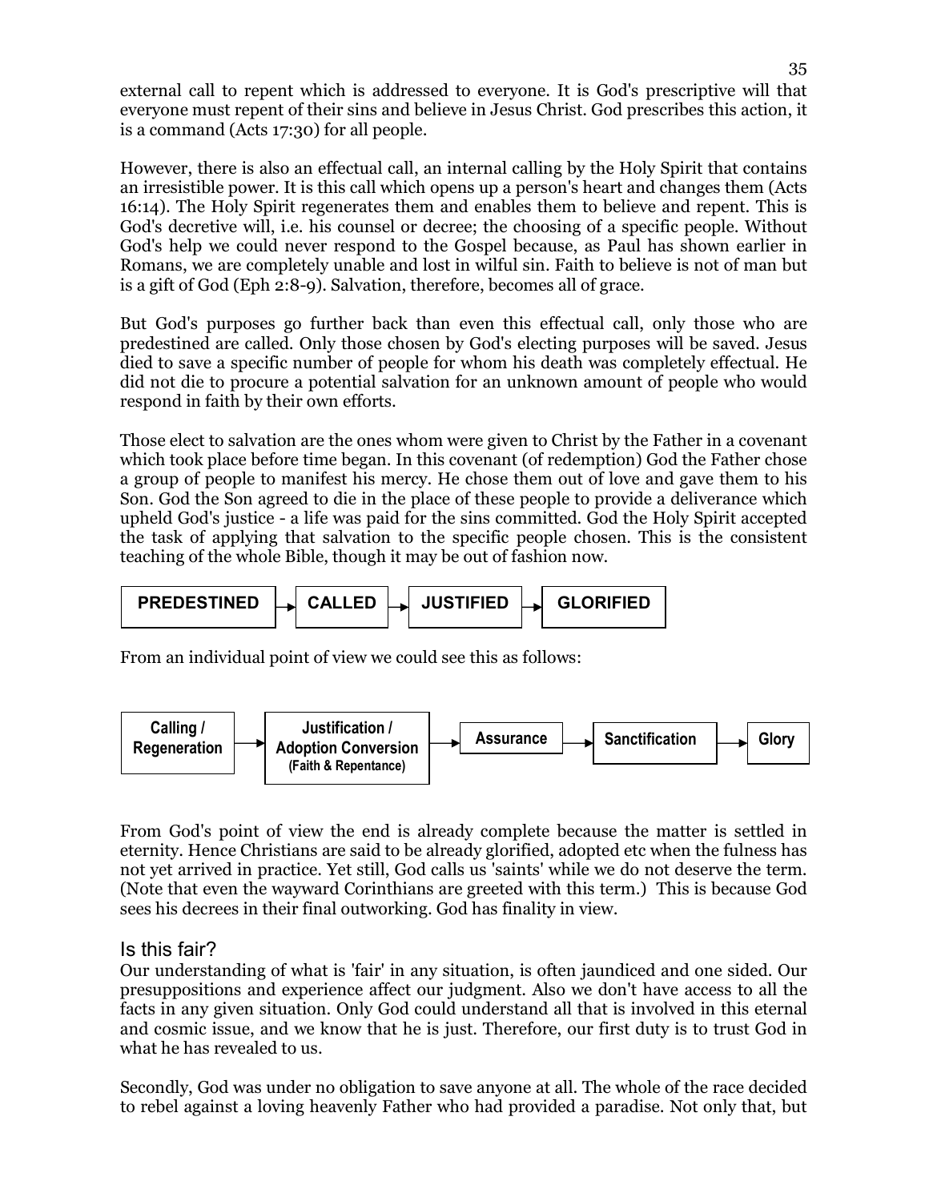external call to repent which is addressed to everyone. It is God's prescriptive will that everyone must repent of their sins and believe in Jesus Christ. God prescribes this action, it is a command (Acts 17:30) for all people.

However, there is also an effectual call, an internal calling by the Holy Spirit that contains an irresistible power. It is this call which opens up a person's heart and changes them (Acts 16:14). The Holy Spirit regenerates them and enables them to believe and repent. This is God's decretive will, i.e. his counsel or decree; the choosing of a specific people. Without God's help we could never respond to the Gospel because, as Paul has shown earlier in Romans, we are completely unable and lost in wilful sin. Faith to believe is not of man but is a gift of God (Eph 2:8-9). Salvation, therefore, becomes all of grace.

But God's purposes go further back than even this effectual call, only those who are predestined are called. Only those chosen by God's electing purposes will be saved. Jesus died to save a specific number of people for whom his death was completely effectual. He did not die to procure a potential salvation for an unknown amount of people who would respond in faith by their own efforts.

Those elect to salvation are the ones whom were given to Christ by the Father in a covenant which took place before time began. In this covenant (of redemption) God the Father chose a group of people to manifest his mercy. He chose them out of love and gave them to his Son. God the Son agreed to die in the place of these people to provide a deliverance which upheld God's justice - a life was paid for the sins committed. God the Holy Spirit accepted the task of applying that salvation to the specific people chosen. This is the consistent teaching of the whole Bible, though it may be out of fashion now.

**PREDESTINED** → **CALLED** → **JUSTIFIED** → **GLORIFIED**

From an individual point of view we could see this as follows:

**Calling / Regeneration** → **Justification / Adoption Conversion (Faith & Repentance)** → **Assurance** → **Sanctification** → **Glory**

From God's point of view the end is already complete because the matter is settled in eternity. Hence Christians are said to be already glorified, adopted etc when the fulness has not yet arrived in practice. Yet still, God calls us 'saints' while we do not deserve the term. (Note that even the wayward Corinthians are greeted with this term.) This is because God sees his decrees in their final outworking. God has finality in view.

## Is this fair?

Our understanding of what is 'fair' in any situation, is often jaundiced and one sided. Our presuppositions and experience affect our judgment. Also we don't have access to all the facts in any given situation. Only God could understand all that is involved in this eternal and cosmic issue, and we know that he is just. Therefore, our first duty is to trust God in what he has revealed to us.

Secondly, God was under no obligation to save anyone at all. The whole of the race decided to rebel against a loving heavenly Father who had provided a paradise. Not only that, but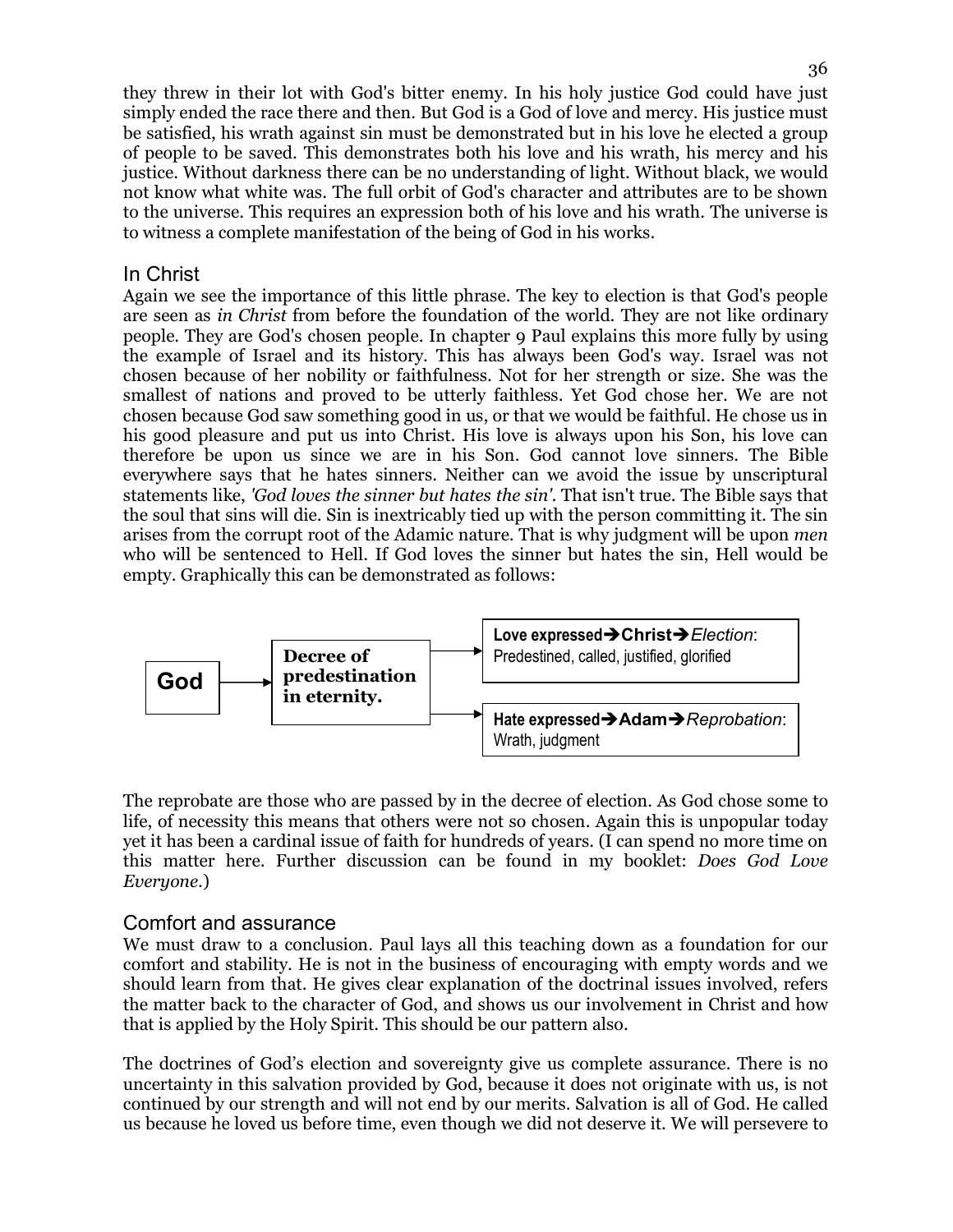they threw in their lot with God's bitter enemy. In his holy justice God could have just simply ended the race there and then. But God is a God of love and mercy. His justice must be satisfied, his wrath against sin must be demonstrated but in his love he elected a group of people to be saved. This demonstrates both his love and his wrath, his mercy and his justice. Without darkness there can be no understanding of light. Without black, we would not know what white was. The full orbit of God's character and attributes are to be shown to the universe. This requires an expression both of his love and his wrath. The universe is to witness a complete manifestation of the being of God in his works.

## In Christ

Again we see the importance of this little phrase. The key to election is that God's people are seen as *in Christ* from before the foundation of the world. They are not like ordinary people. They are God's chosen people. In chapter 9 Paul explains this more fully by using the example of Israel and its history. This has always been God's way. Israel was not chosen because of her nobility or faithfulness. Not for her strength or size. She was the smallest of nations and proved to be utterly faithless. Yet God chose her. We are not chosen because God saw something good in us, or that we would be faithful. He chose us in his good pleasure and put us into Christ. His love is always upon his Son, his love can therefore be upon us since we are in his Son. God cannot love sinners. The Bible everywhere says that he hates sinners. Neither can we avoid the issue by unscriptural statements like, *'God loves the sinner but hates the sin'*. That isn't true. The Bible says that the soul that sins will die. Sin is inextricably tied up with the person committing it. The sin arises from the corrupt root of the Adamic nature. That is why judgment will be upon *men* who will be sentenced to Hell. If God loves the sinner but hates the sin, Hell would be empty. Graphically this can be demonstrated as follows:

**God** → **Decree of predestination in eternity.** →

- **Love expressed➔Christ➔***Election*: Predestined, called, justified, glorified
- **Hate expressed➔Adam➔***Reprobation*: Wrath, judgment

The reprobate are those who are passed by in the decree of election. As God chose some to life, of necessity this means that others were not so chosen. Again this is unpopular today yet it has been a cardinal issue of faith for hundreds of years. (I can spend no more time on this matter here. Further discussion can be found in my booklet: *Does God Love Everyone*.)

## Comfort and assurance

We must draw to a conclusion. Paul lays all this teaching down as a foundation for our comfort and stability. He is not in the business of encouraging with empty words and we should learn from that. He gives clear explanation of the doctrinal issues involved, refers the matter back to the character of God, and shows us our involvement in Christ and how that is applied by the Holy Spirit. This should be our pattern also.

The doctrines of God's election and sovereignty give us complete assurance. There is no uncertainty in this salvation provided by God, because it does not originate with us, is not continued by our strength and will not end by our merits. Salvation is all of God. He called us because he loved us before time, even though we did not deserve it. We will persevere to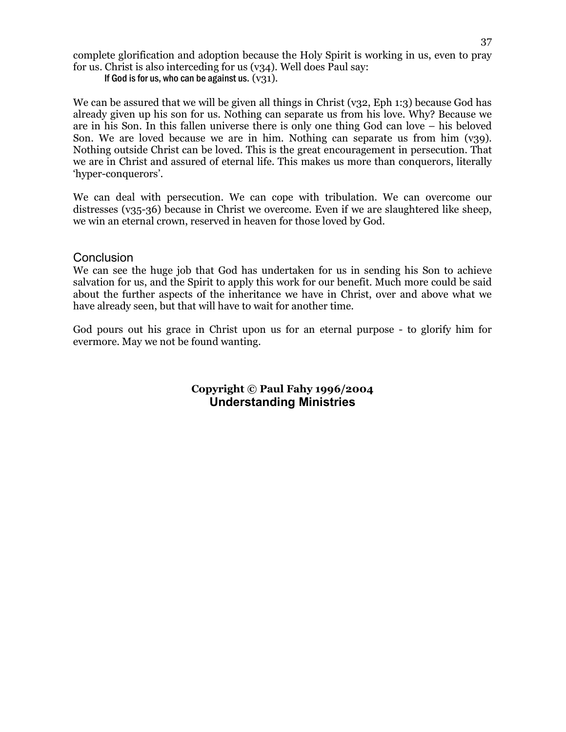complete glorification and adoption because the Holy Spirit is working in us, even to pray for us. Christ is also interceding for us (v34). Well does Paul say:

> If God is for us, who can be against us. (v31).

We can be assured that we will be given all things in Christ (v32, Eph 1:3) because God has already given up his son for us. Nothing can separate us from his love. Why? Because we are in his Son. In this fallen universe there is only one thing God can love – his beloved Son. We are loved because we are in him. Nothing can separate us from him (v39). Nothing outside Christ can be loved. This is the great encouragement in persecution. That we are in Christ and assured of eternal life. This makes us more than conquerors, literally 'hyper-conquerors'.

We can deal with persecution. We can cope with tribulation. We can overcome our distresses (v35-36) because in Christ we overcome. Even if we are slaughtered like sheep, we win an eternal crown, reserved in heaven for those loved by God.

## Conclusion

We can see the huge job that God has undertaken for us in sending his Son to achieve salvation for us, and the Spirit to apply this work for our benefit. Much more could be said about the further aspects of the inheritance we have in Christ, over and above what we have already seen, but that will have to wait for another time.

God pours out his grace in Christ upon us for an eternal purpose - to glorify him for evermore. May we not be found wanting.

**Copyright © Paul Fahy 1996/2004**
**Understanding Ministries**